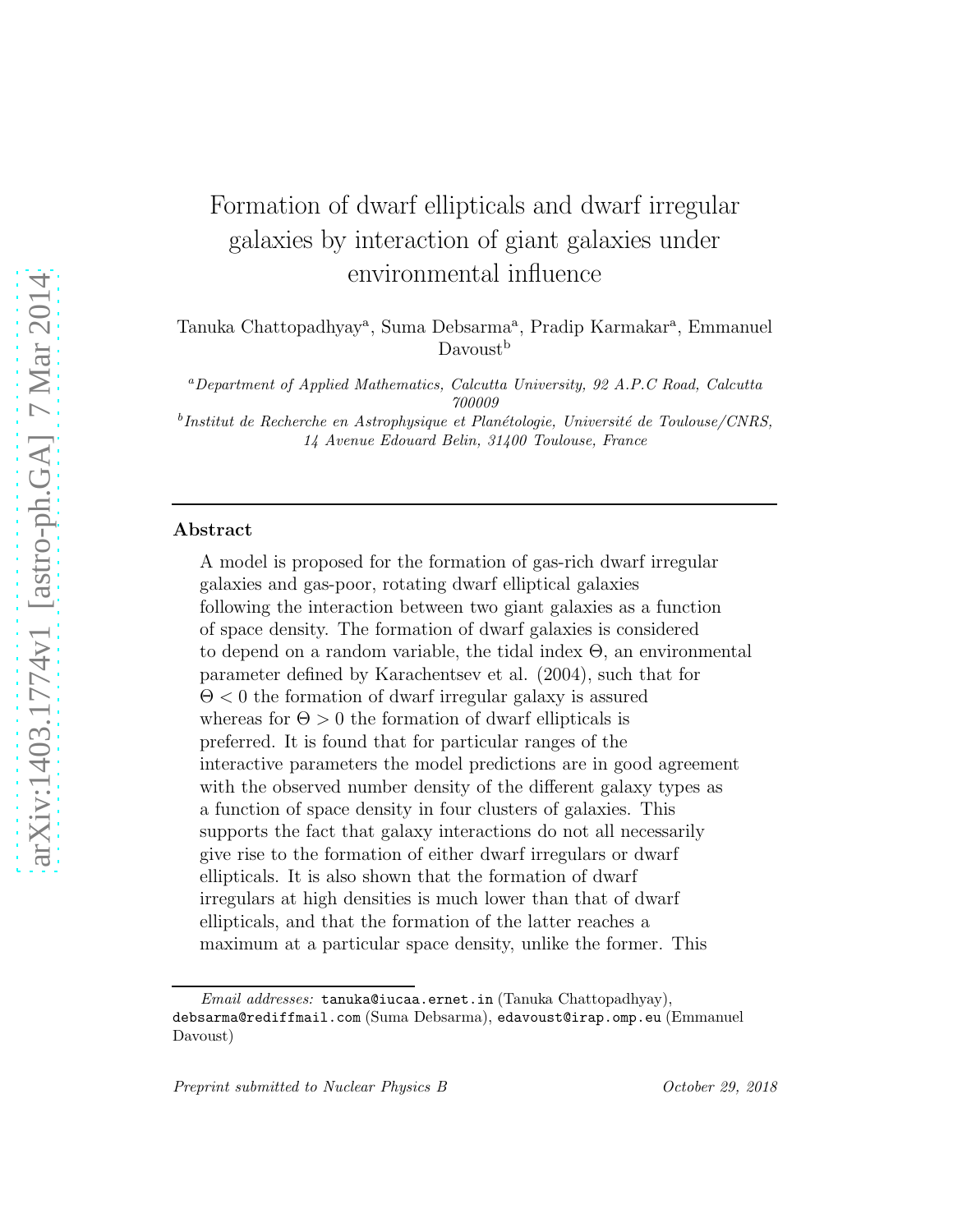# Formation of dwarf ellipticals and dwarf irregular galaxies by interaction of giant galaxies under environmental influence

Tanuka Chattopadhyay[a], Suma Debsarma[a], Pradip Karmakar[a], Emmanuel Davoust[b]

[a]*Department of Applied Mathematics, Calcutta University, 92 A.P.C Road, Calcutta 700009*

[b]*Institut de Recherche en Astrophysique et Planétologie, Université de Toulouse/CNRS, 14 Avenue Edouard Belin, 31400 Toulouse, France*

## Abstract

A model is proposed for the formation of gas-rich dwarf irregular galaxies and gas-poor, rotating dwarf elliptical galaxies following the interaction between two giant galaxies as a function of space density. The formation of dwarf galaxies is considered to depend on a random variable, the tidal index $\Theta$, an environmental parameter defined by Karachentsev et al. (2004), such that for $\Theta < 0$ the formation of dwarf irregular galaxy is assured whereas for $\Theta > 0$ the formation of dwarf ellipticals is preferred. It is found that for particular ranges of the interactive parameters the model predictions are in good agreement with the observed number density of the different galaxy types as a function of space density in four clusters of galaxies. This supports the fact that galaxy interactions do not all necessarily give rise to the formation of either dwarf irregulars or dwarf ellipticals. It is also shown that the formation of dwarf irregulars at high densities is much lower than that of dwarf ellipticals, and that the formation of the latter reaches a maximum at a particular space density, unlike the former. This

*Email addresses:* tanuka@iucaa.ernet.in (Tanuka Chattopadhyay), debsarma@rediffmail.com (Suma Debsarma), edavoust@irap.omp.eu (Emmanuel Davoust)

*Preprint submitted to Nuclear Physics B*

*October 29, 2018*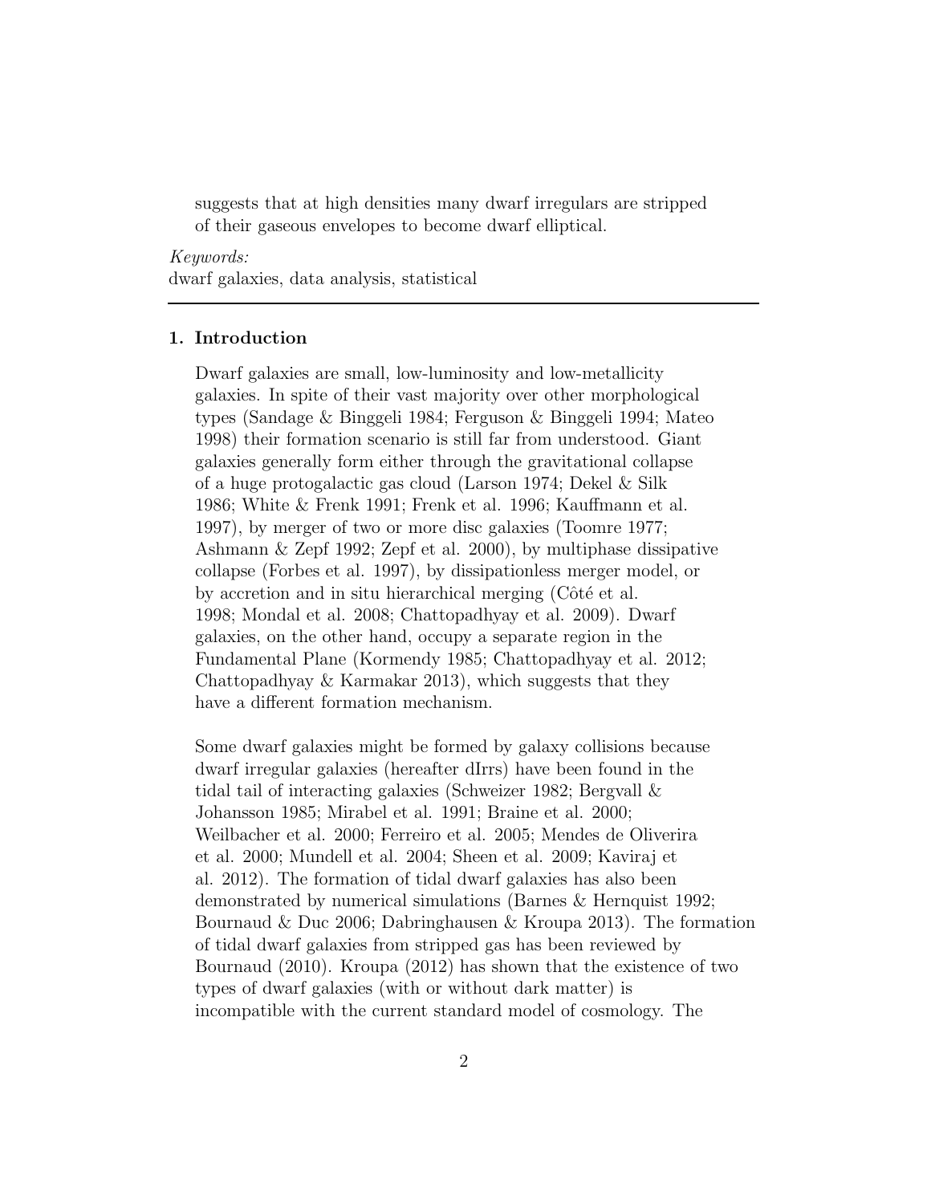suggests that at high densities many dwarf irregulars are stripped of their gaseous envelopes to become dwarf elliptical.

*Keywords:*
dwarf galaxies, data analysis, statistical

## 1. Introduction

Dwarf galaxies are small, low-luminosity and low-metallicity galaxies. In spite of their vast majority over other morphological types (Sandage & Binggeli 1984; Ferguson & Binggeli 1994; Mateo 1998) their formation scenario is still far from understood. Giant galaxies generally form either through the gravitational collapse of a huge protogalactic gas cloud (Larson 1974; Dekel & Silk 1986; White & Frenk 1991; Frenk et al. 1996; Kauffmann et al. 1997), by merger of two or more disc galaxies (Toomre 1977; Ashmann & Zepf 1992; Zepf et al. 2000), by multiphase dissipative collapse (Forbes et al. 1997), by dissipationless merger model, or by accretion and in situ hierarchical merging (Côté et al. 1998; Mondal et al. 2008; Chattopadhyay et al. 2009). Dwarf galaxies, on the other hand, occupy a separate region in the Fundamental Plane (Kormendy 1985; Chattopadhyay et al. 2012; Chattopadhyay & Karmakar 2013), which suggests that they have a different formation mechanism.

Some dwarf galaxies might be formed by galaxy collisions because dwarf irregular galaxies (hereafter dIrrs) have been found in the tidal tail of interacting galaxies (Schweizer 1982; Bergvall & Johansson 1985; Mirabel et al. 1991; Braine et al. 2000; Weilbacher et al. 2000; Ferreiro et al. 2005; Mendes de Oliverira et al. 2000; Mundell et al. 2004; Sheen et al. 2009; Kaviraj et al. 2012). The formation of tidal dwarf galaxies has also been demonstrated by numerical simulations (Barnes & Hernquist 1992; Bournaud & Duc 2006; Dabringhausen & Kroupa 2013). The formation of tidal dwarf galaxies from stripped gas has been reviewed by Bournaud (2010). Kroupa (2012) has shown that the existence of two types of dwarf galaxies (with or without dark matter) is incompatible with the current standard model of cosmology. The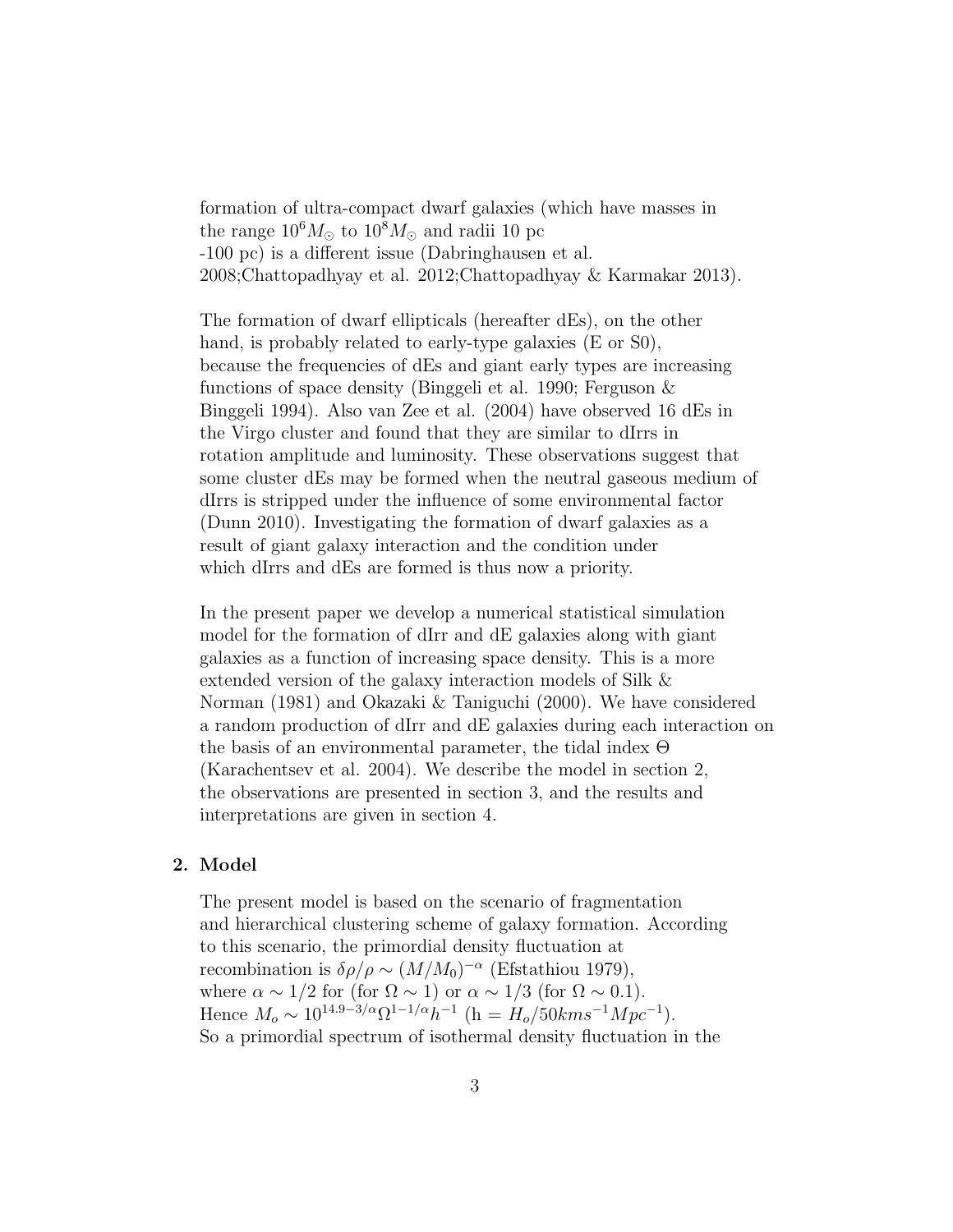formation of ultra-compact dwarf galaxies (which have masses in the range $10^6 M_\odot$ to $10^8 M_\odot$ and radii 10 pc -100 pc) is a different issue (Dabringhausen et al. 2008;Chattopadhyay et al. 2012;Chattopadhyay & Karmakar 2013).

The formation of dwarf ellipticals (hereafter dEs), on the other hand, is probably related to early-type galaxies (E or S0), because the frequencies of dEs and giant early types are increasing functions of space density (Binggeli et al. 1990; Ferguson & Binggeli 1994). Also van Zee et al. (2004) have observed 16 dEs in the Virgo cluster and found that they are similar to dIrrs in rotation amplitude and luminosity. These observations suggest that some cluster dEs may be formed when the neutral gaseous medium of dIrrs is stripped under the influence of some environmental factor (Dunn 2010). Investigating the formation of dwarf galaxies as a result of giant galaxy interaction and the condition under which dIrrs and dEs are formed is thus now a priority.

In the present paper we develop a numerical statistical simulation model for the formation of dIrr and dE galaxies along with giant galaxies as a function of increasing space density. This is a more extended version of the galaxy interaction models of Silk & Norman (1981) and Okazaki & Taniguchi (2000). We have considered a random production of dIrr and dE galaxies during each interaction on the basis of an environmental parameter, the tidal index $\Theta$ (Karachentsev et al. 2004). We describe the model in section 2, the observations are presented in section 3, and the results and interpretations are given in section 4.

## 2. Model

The present model is based on the scenario of fragmentation and hierarchical clustering scheme of galaxy formation. According to this scenario, the primordial density fluctuation at recombination is $\delta\rho/\rho \sim (M/M_0)^{-\alpha}$ (Efstathiou 1979), where $\alpha \sim 1/2$ for (for $\Omega \sim 1$) or $\alpha \sim 1/3$ (for $\Omega \sim 0.1$). Hence $M_o \sim 10^{14.9-3/\alpha}\Omega^{1-1/\alpha}h^{-1}$ (h $= H_o/50kms^{-1}Mpc^{-1}$). So a primordial spectrum of isothermal density fluctuation in the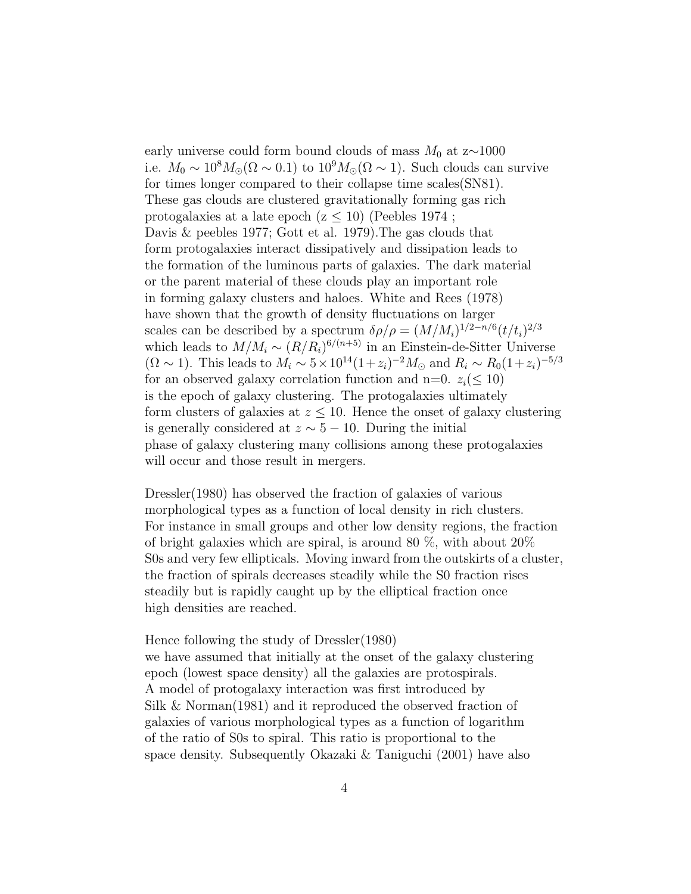early universe could form bound clouds of mass $M_0$ at z$\sim$1000 i.e. $M_0 \sim 10^8 M_\odot (\Omega \sim 0.1)$ to $10^9 M_\odot (\Omega \sim 1)$. Such clouds can survive for times longer compared to their collapse time scales(SN81). These gas clouds are clustered gravitationally forming gas rich protogalaxies at a late epoch (z $\leq$ 10) (Peebles 1974 ; Davis & peebles 1977; Gott et al. 1979).The gas clouds that form protogalaxies interact dissipatively and dissipation leads to the formation of the luminous parts of galaxies. The dark material or the parent material of these clouds play an important role in forming galaxy clusters and haloes. White and Rees (1978) have shown that the growth of density fluctuations on larger scales can be described by a spectrum $\delta\rho/\rho = (M/M_i)^{1/2-n/6}(t/t_i)^{2/3}$ which leads to $M/M_i \sim (R/R_i)^{6/(n+5)}$ in an Einstein-de-Sitter Universe ($\Omega \sim 1$). This leads to $M_i \sim 5\times10^{14}(1+z_i)^{-2}M_\odot$ and $R_i \sim R_0(1+z_i)^{-5/3}$ for an observed galaxy correlation function and n=0. $z_i(\leq 10)$ is the epoch of galaxy clustering. The protogalaxies ultimately form clusters of galaxies at $z \leq 10$. Hence the onset of galaxy clustering is generally considered at $z \sim 5-10$. During the initial phase of galaxy clustering many collisions among these protogalaxies will occur and those result in mergers.

Dressler(1980) has observed the fraction of galaxies of various morphological types as a function of local density in rich clusters. For instance in small groups and other low density regions, the fraction of bright galaxies which are spiral, is around 80 %, with about 20% S0s and very few ellipticals. Moving inward from the outskirts of a cluster, the fraction of spirals decreases steadily while the S0 fraction rises steadily but is rapidly caught up by the elliptical fraction once high densities are reached.

Hence following the study of Dressler(1980) we have assumed that initially at the onset of the galaxy clustering epoch (lowest space density) all the galaxies are protospirals. A model of protogalaxy interaction was first introduced by Silk & Norman(1981) and it reproduced the observed fraction of galaxies of various morphological types as a function of logarithm of the ratio of S0s to spiral. This ratio is proportional to the space density. Subsequently Okazaki & Taniguchi (2001) have also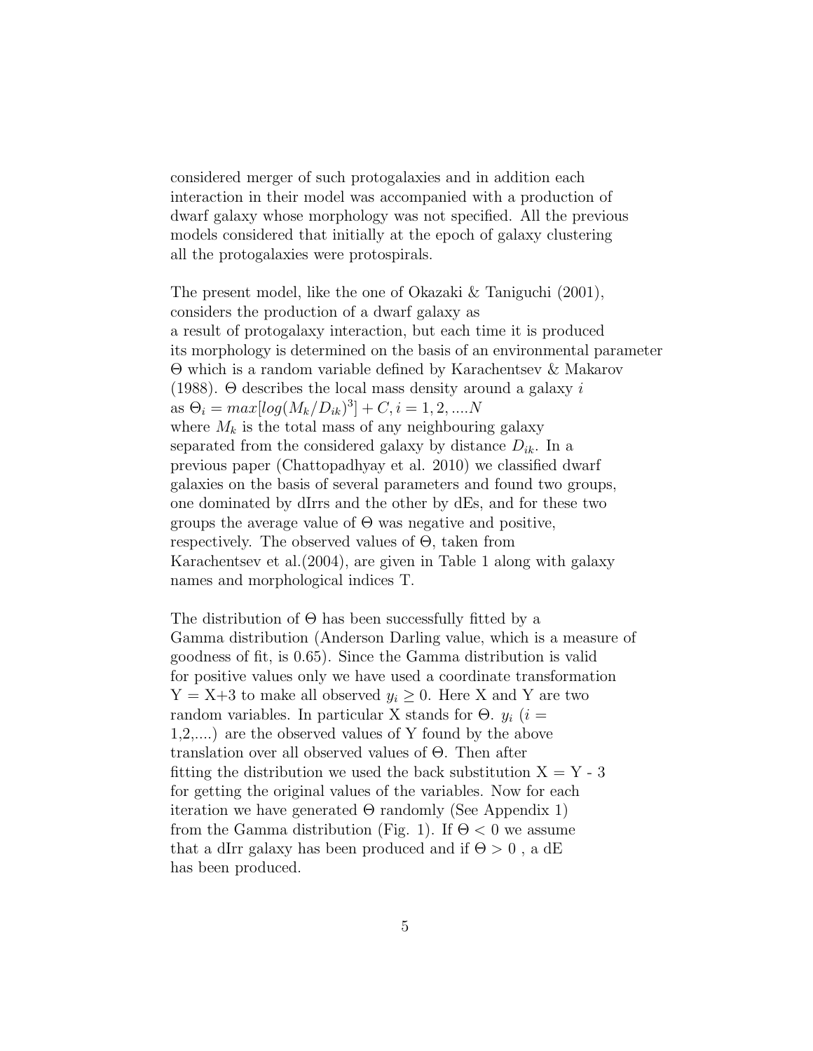considered merger of such protogalaxies and in addition each interaction in their model was accompanied with a production of dwarf galaxy whose morphology was not specified. All the previous models considered that initially at the epoch of galaxy clustering all the protogalaxies were protospirals.

The present model, like the one of Okazaki & Taniguchi (2001), considers the production of a dwarf galaxy as a result of protogalaxy interaction, but each time it is produced its morphology is determined on the basis of an environmental parameter $\Theta$ which is a random variable defined by Karachentsev & Makarov (1988). $\Theta$ describes the local mass density around a galaxy $i$ as $\Theta_i = max[log(M_k/D_{ik})^3] + C, i = 1, 2, ....N$ where $M_k$ is the total mass of any neighbouring galaxy separated from the considered galaxy by distance $D_{ik}$. In a previous paper (Chattopadhyay et al. 2010) we classified dwarf galaxies on the basis of several parameters and found two groups, one dominated by dIrrs and the other by dEs, and for these two groups the average value of $\Theta$ was negative and positive, respectively. The observed values of $\Theta$, taken from Karachentsev et al.(2004), are given in Table 1 along with galaxy names and morphological indices T.

The distribution of $\Theta$ has been successfully fitted by a Gamma distribution (Anderson Darling value, which is a measure of goodness of fit, is 0.65). Since the Gamma distribution is valid for positive values only we have used a coordinate transformation Y = X+3 to make all observed $y_i \geq 0$. Here X and Y are two random variables. In particular X stands for $\Theta$. $y_i$ ($i$ = 1,2,....) are the observed values of Y found by the above translation over all observed values of $\Theta$. Then after fitting the distribution we used the back substitution X = Y - 3 for getting the original values of the variables. Now for each iteration we have generated $\Theta$ randomly (See Appendix 1) from the Gamma distribution (Fig. 1). If $\Theta < 0$ we assume that a dIrr galaxy has been produced and if $\Theta > 0$ , a dE has been produced.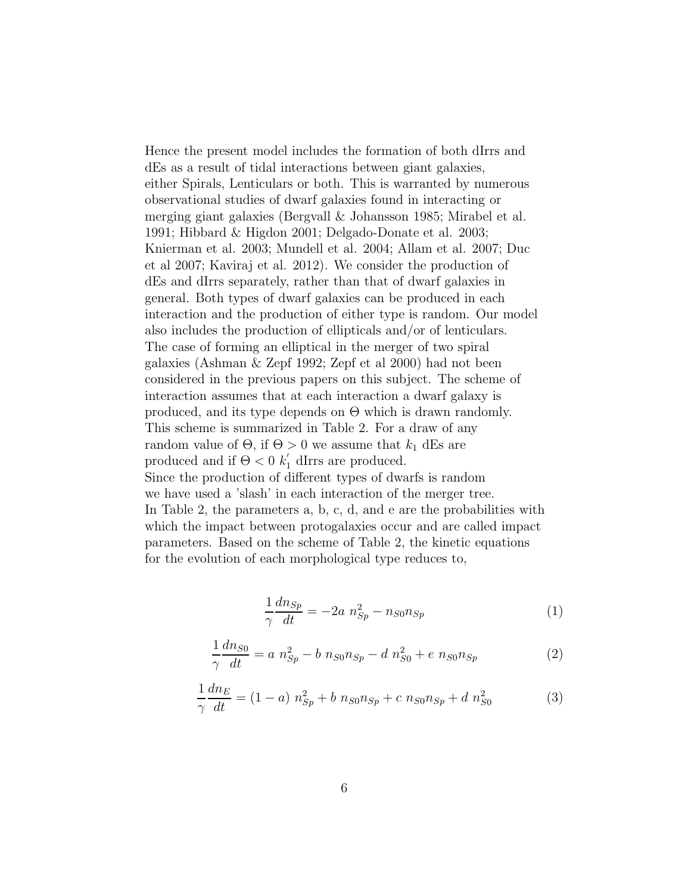Hence the present model includes the formation of both dIrrs and dEs as a result of tidal interactions between giant galaxies, either Spirals, Lenticulars or both. This is warranted by numerous observational studies of dwarf galaxies found in interacting or merging giant galaxies (Bergvall & Johansson 1985; Mirabel et al. 1991; Hibbard & Higdon 2001; Delgado-Donate et al. 2003; Knierman et al. 2003; Mundell et al. 2004; Allam et al. 2007; Duc et al 2007; Kaviraj et al. 2012). We consider the production of dEs and dIrrs separately, rather than that of dwarf galaxies in general. Both types of dwarf galaxies can be produced in each interaction and the production of either type is random. Our model also includes the production of ellipticals and/or of lenticulars. The case of forming an elliptical in the merger of two spiral galaxies (Ashman & Zepf 1992; Zepf et al 2000) had not been considered in the previous papers on this subject. The scheme of interaction assumes that at each interaction a dwarf galaxy is produced, and its type depends on $\Theta$ which is drawn randomly. This scheme is summarized in Table 2. For a draw of any random value of $\Theta$, if $\Theta > 0$ we assume that $k_1$ dEs are produced and if $\Theta < 0$ $k_1^{'}$ dIrrs are produced.
Since the production of different types of dwarfs is random we have used a 'slash' in each interaction of the merger tree.
In Table 2, the parameters a, b, c, d, and e are the probabilities with which the impact between protogalaxies occur and are called impact parameters. Based on the scheme of Table 2, the kinetic equations for the evolution of each morphological type reduces to,

$$\frac{1}{\gamma}\frac{dn_{Sp}}{dt} = -2a\ n_{Sp}^2 - n_{S0}n_{Sp} \tag{1}$$

$$\frac{1}{\gamma}\frac{dn_{S0}}{dt} = a\ n_{Sp}^2 - b\ n_{S0}n_{Sp} - d\ n_{S0}^2 + e\ n_{S0}n_{Sp} \tag{2}$$

$$\frac{1}{\gamma}\frac{dn_{E}}{dt} = (1-a)\ n_{Sp}^2 + b\ n_{S0}n_{Sp} + c\ n_{S0}n_{Sp} + d\ n_{S0}^2 \tag{3}$$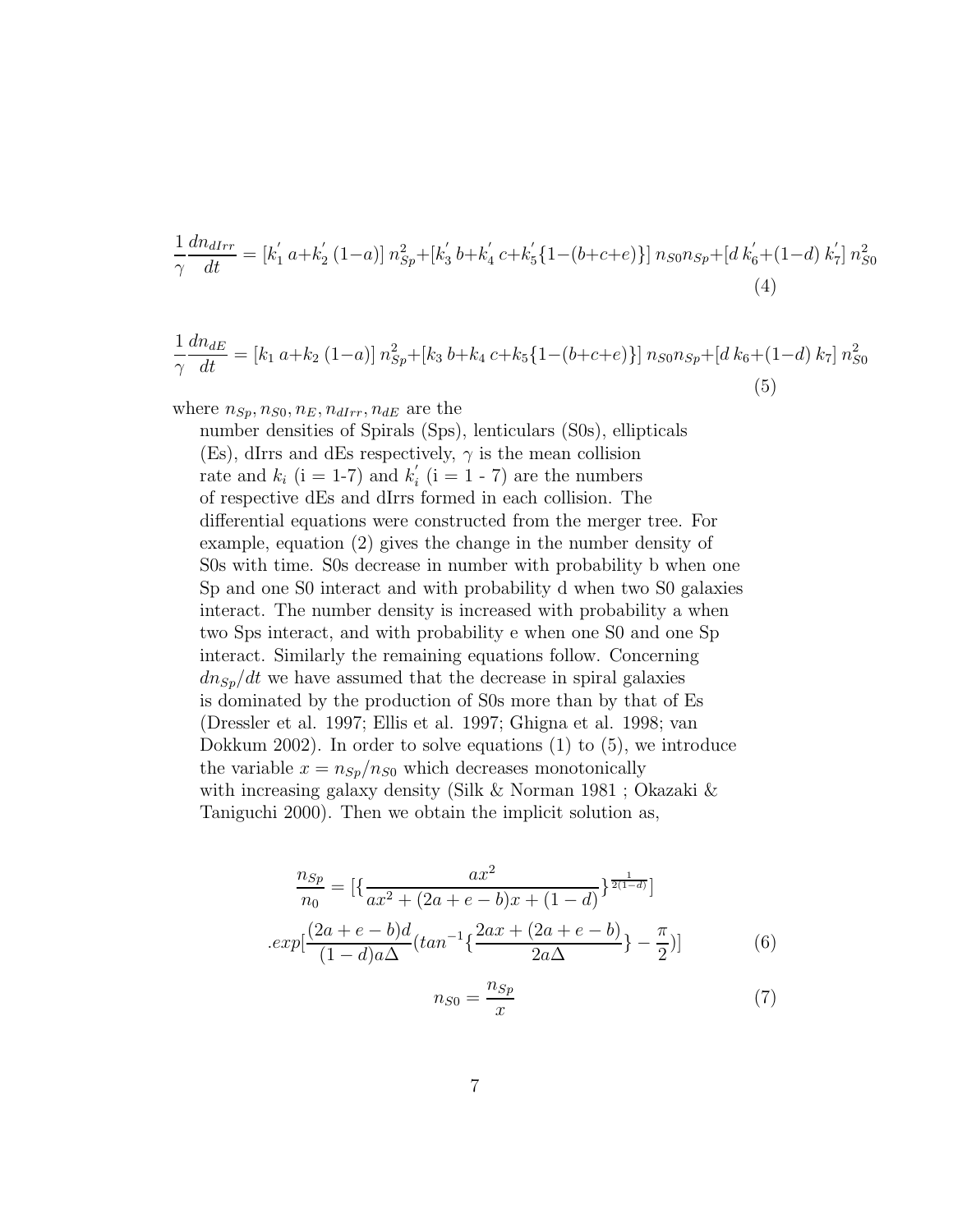$$\frac{1}{\gamma}\frac{dn_{dIrr}}{dt} = [k_1^{'}\,a + k_2^{'}\,(1-a)]\; n_{Sp}^2 + [k_3^{'}\,b + k_4^{'}\,c + k_5^{'}\{1-(b+c+e)\}]\; n_{S0} n_{Sp} + [d\,k_6^{'} + (1-d)\;k_7^{'}]\; n_{S0}^2 \tag{4}$$

$$\frac{1}{\gamma}\frac{dn_{dE}}{dt} = [k_1\,a + k_2\,(1-a)]\; n_{Sp}^2 + [k_3\,b + k_4\,c + k_5\{1-(b+c+e)\}]\; n_{S0} n_{Sp} + [d\,k_6 + (1-d)\;k_7]\; n_{S0}^2 \tag{5}$$

where $n_{Sp}, n_{S0}, n_E, n_{dIrr}, n_{dE}$ are the number densities of Spirals (Sps), lenticulars (S0s), ellipticals (Es), dIrrs and dEs respectively, $\gamma$ is the mean collision rate and $k_i$ (i = 1-7) and $k_i^{'}$ (i = 1 - 7) are the numbers of respective dEs and dIrrs formed in each collision. The differential equations were constructed from the merger tree. For example, equation (2) gives the change in the number density of S0s with time. S0s decrease in number with probability b when one Sp and one S0 interact and with probability d when two S0 galaxies interact. The number density is increased with probability a when two Sps interact, and with probability e when one S0 and one Sp interact. Similarly the remaining equations follow. Concerning $dn_{Sp}/dt$ we have assumed that the decrease in spiral galaxies is dominated by the production of S0s more than by that of Es (Dressler et al. 1997; Ellis et al. 1997; Ghigna et al. 1998; van Dokkum 2002). In order to solve equations (1) to (5), we introduce the variable $x = n_{Sp}/n_{S0}$ which decreases monotonically with increasing galaxy density (Silk & Norman 1981 ; Okazaki & Taniguchi 2000). Then we obtain the implicit solution as,

$$\frac{n_{Sp}}{n_0} = [\{\frac{ax^2}{ax^2 + (2a+e-b)x + (1-d)}\}^{\frac{1}{2(1-d)}}]$$
$$.exp[\frac{(2a+e-b)d}{(1-d)a\Delta}(tan^{-1}\{\frac{2ax + (2a+e-b)}{2a\Delta}\} - \frac{\pi}{2})] \tag{6}$$

$$n_{S0} = \frac{n_{Sp}}{x} \tag{7}$$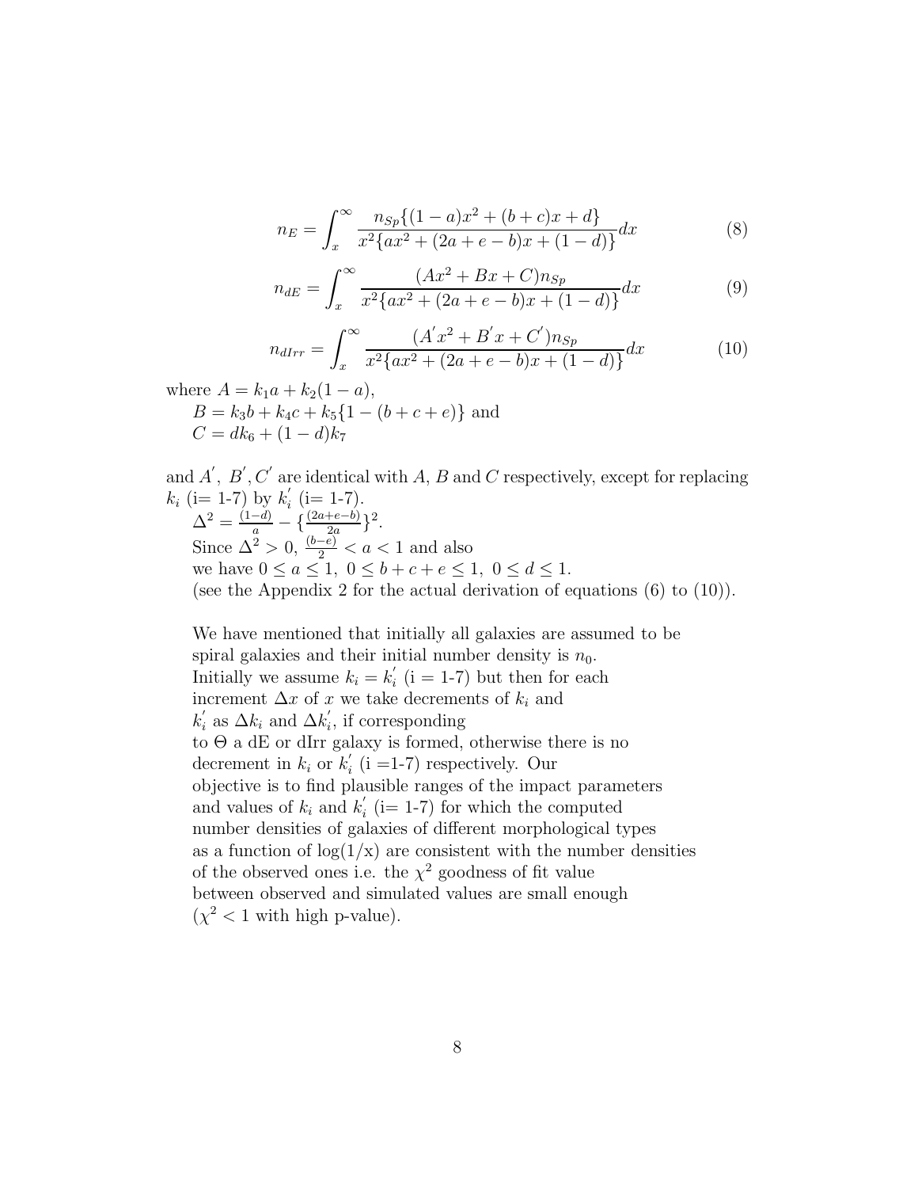$$n_E = \int_x^\infty \frac{n_{Sp}\{(1-a)x^2 + (b+c)x + d\}}{x^2\{ax^2 + (2a+e-b)x + (1-d)\}}dx \tag{8}$$

$$n_{dE} = \int_x^\infty \frac{(Ax^2 + Bx + C)n_{Sp}}{x^2\{ax^2 + (2a+e-b)x + (1-d)\}}dx \tag{9}$$

$$n_{dIrr} = \int_x^\infty \frac{(A^{'}x^2 + B^{'}x + C^{'})n_{Sp}}{x^2\{ax^2 + (2a+e-b)x + (1-d)\}}dx \tag{10}$$

where $A = k_1 a + k_2(1-a)$,
$B = k_3 b + k_4 c + k_5\{1 - (b+c+e)\}$ and
$C = dk_6 + (1-d)k_7$

and $A^{'}$, $B^{'}, C^{'}$ are identical with $A$, $B$ and $C$ respectively, except for replacing $k_i$ (i= 1-7) by $k_i^{'}$ (i= 1-7).
$\Delta^2 = \frac{(1-d)}{a} - \{\frac{(2a+e-b)}{2a}\}^2$.
Since $\Delta^2 > 0$, $\frac{(b-e)}{2} < a < 1$ and also
we have $0 \leq a \leq 1,\ 0 \leq b+c+e \leq 1,\ 0 \leq d \leq 1$.
(see the Appendix 2 for the actual derivation of equations (6) to (10)).

We have mentioned that initially all galaxies are assumed to be spiral galaxies and their initial number density is $n_0$.
Initially we assume $k_i = k_i^{'}$ (i = 1-7) but then for each increment $\Delta x$ of $x$ we take decrements of $k_i$ and $k_i^{'}$ as $\Delta k_i$ and $\Delta k_i^{'}$, if corresponding to $\Theta$ a dE or dIrr galaxy is formed, otherwise there is no decrement in $k_i$ or $k_i^{'}$ (i =1-7) respectively. Our objective is to find plausible ranges of the impact parameters and values of $k_i$ and $k_i^{'}$ (i= 1-7) for which the computed number densities of galaxies of different morphological types as a function of log(1/x) are consistent with the number densities of the observed ones i.e. the $\chi^2$ goodness of fit value between observed and simulated values are small enough ($\chi^2 < 1$ with high p-value).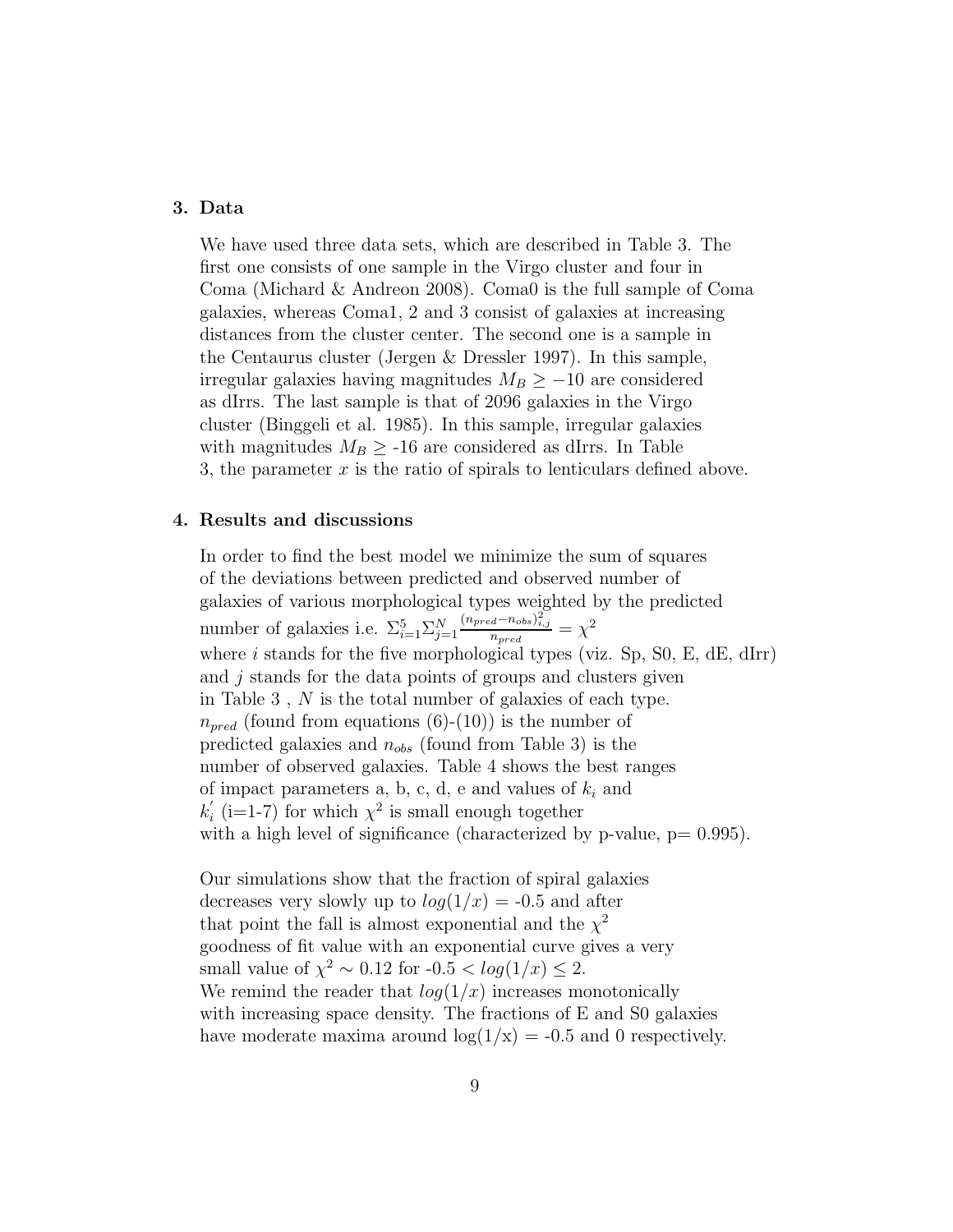## 3. Data

We have used three data sets, which are described in Table 3. The first one consists of one sample in the Virgo cluster and four in Coma (Michard & Andreon 2008). Coma0 is the full sample of Coma galaxies, whereas Coma1, 2 and 3 consist of galaxies at increasing distances from the cluster center. The second one is a sample in the Centaurus cluster (Jergen & Dressler 1997). In this sample, irregular galaxies having magnitudes $M_B \geq -10$ are considered as dIrrs. The last sample is that of 2096 galaxies in the Virgo cluster (Binggeli et al. 1985). In this sample, irregular galaxies with magnitudes $M_B \geq$ -16 are considered as dIrrs. In Table 3, the parameter $x$ is the ratio of spirals to lenticulars defined above.

## 4. Results and discussions

In order to find the best model we minimize the sum of squares of the deviations between predicted and observed number of galaxies of various morphological types weighted by the predicted number of galaxies i.e. $\Sigma_{i=1}^{5}\Sigma_{j=1}^{N}\frac{(n_{pred}-n_{obs})_{i,j}^{2}}{n_{pred}} = \chi^2$ where $i$ stands for the five morphological types (viz. Sp, S0, E, dE, dIrr) and $j$ stands for the data points of groups and clusters given in Table 3 , $N$ is the total number of galaxies of each type. $n_{pred}$ (found from equations (6)-(10)) is the number of predicted galaxies and $n_{obs}$ (found from Table 3) is the number of observed galaxies. Table 4 shows the best ranges of impact parameters a, b, c, d, e and values of $k_i$ and $k_i^{'}$ (i=1-7) for which $\chi^2$ is small enough together with a high level of significance (characterized by p-value, p= 0.995).

Our simulations show that the fraction of spiral galaxies decreases very slowly up to $log(1/x)$ = -0.5 and after that point the fall is almost exponential and the $\chi^2$ goodness of fit value with an exponential curve gives a very small value of $\chi^2 \sim 0.12$ for -0.5 $< log(1/x) \leq$ 2. We remind the reader that $log(1/x)$ increases monotonically with increasing space density. The fractions of E and S0 galaxies have moderate maxima around log(1/x) = -0.5 and 0 respectively.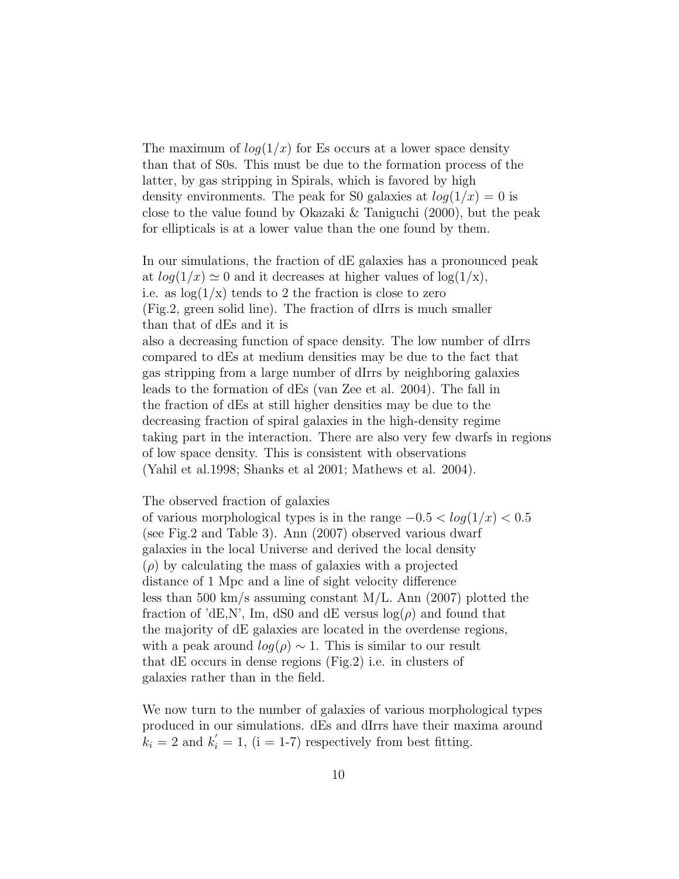The maximum of $log(1/x)$ for Es occurs at a lower space density than that of S0s. This must be due to the formation process of the latter, by gas stripping in Spirals, which is favored by high density environments. The peak for S0 galaxies at $log(1/x) = 0$ is close to the value found by Okazaki & Taniguchi (2000), but the peak for ellipticals is at a lower value than the one found by them.

In our simulations, the fraction of dE galaxies has a pronounced peak at $log(1/x) \simeq 0$ and it decreases at higher values of log(1/x), i.e. as log(1/x) tends to 2 the fraction is close to zero (Fig.2, green solid line). The fraction of dIrrs is much smaller than that of dEs and it is also a decreasing function of space density. The low number of dIrrs compared to dEs at medium densities may be due to the fact that gas stripping from a large number of dIrrs by neighboring galaxies leads to the formation of dEs (van Zee et al. 2004). The fall in the fraction of dEs at still higher densities may be due to the decreasing fraction of spiral galaxies in the high-density regime taking part in the interaction. There are also very few dwarfs in regions of low space density. This is consistent with observations (Yahil et al.1998; Shanks et al 2001; Mathews et al. 2004).

The observed fraction of galaxies of various morphological types is in the range $-0.5 < log(1/x) < 0.5$ (see Fig.2 and Table 3). Ann (2007) observed various dwarf galaxies in the local Universe and derived the local density ($\rho$) by calculating the mass of galaxies with a projected distance of 1 Mpc and a line of sight velocity difference less than 500 km/s assuming constant M/L. Ann (2007) plotted the fraction of 'dE,N', Im, dS0 and dE versus log($\rho$) and found that the majority of dE galaxies are located in the overdense regions, with a peak around $log(\rho) \sim 1$. This is similar to our result that dE occurs in dense regions (Fig.2) i.e. in clusters of galaxies rather than in the field.

We now turn to the number of galaxies of various morphological types produced in our simulations. dEs and dIrrs have their maxima around $k_i = 2$ and $k_i^{'} = 1$, (i = 1-7) respectively from best fitting.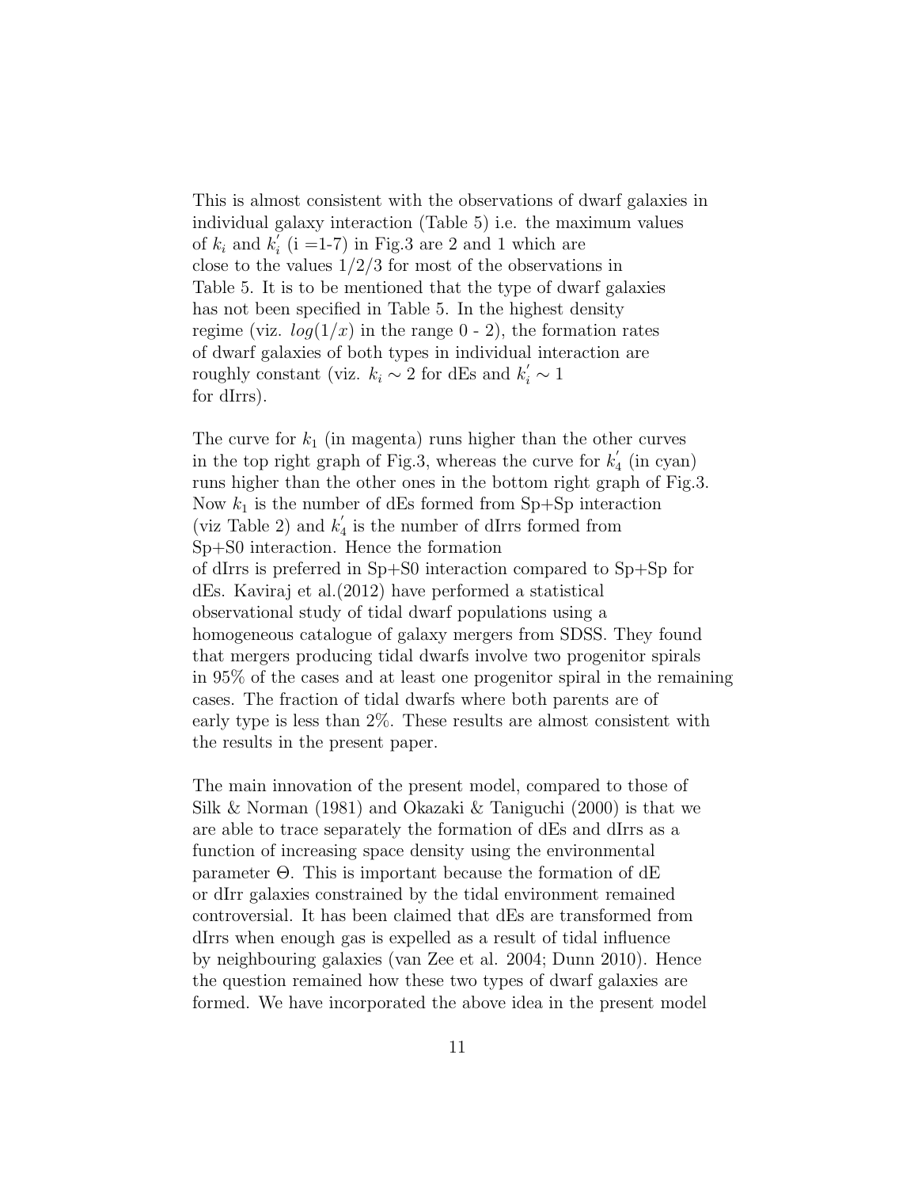This is almost consistent with the observations of dwarf galaxies in individual galaxy interaction (Table 5) i.e. the maximum values of $k_i$ and $k_i^{'}$ (i =1-7) in Fig.3 are 2 and 1 which are close to the values 1/2/3 for most of the observations in Table 5. It is to be mentioned that the type of dwarf galaxies has not been specified in Table 5. In the highest density regime (viz. $log(1/x)$ in the range 0 - 2), the formation rates of dwarf galaxies of both types in individual interaction are roughly constant (viz. $k_i \sim 2$ for dEs and $k_i^{'} \sim 1$ for dIrrs).

The curve for $k_1$ (in magenta) runs higher than the other curves in the top right graph of Fig.3, whereas the curve for $k_4^{'}$ (in cyan) runs higher than the other ones in the bottom right graph of Fig.3. Now $k_1$ is the number of dEs formed from Sp+Sp interaction (viz Table 2) and $k_4^{'}$ is the number of dIrrs formed from Sp+S0 interaction. Hence the formation of dIrrs is preferred in Sp+S0 interaction compared to Sp+Sp for dEs. Kaviraj et al.(2012) have performed a statistical observational study of tidal dwarf populations using a homogeneous catalogue of galaxy mergers from SDSS. They found that mergers producing tidal dwarfs involve two progenitor spirals in 95% of the cases and at least one progenitor spiral in the remaining cases. The fraction of tidal dwarfs where both parents are of early type is less than 2%. These results are almost consistent with the results in the present paper.

The main innovation of the present model, compared to those of Silk & Norman (1981) and Okazaki & Taniguchi (2000) is that we are able to trace separately the formation of dEs and dIrrs as a function of increasing space density using the environmental parameter $\Theta$. This is important because the formation of dE or dIrr galaxies constrained by the tidal environment remained controversial. It has been claimed that dEs are transformed from dIrrs when enough gas is expelled as a result of tidal influence by neighbouring galaxies (van Zee et al. 2004; Dunn 2010). Hence the question remained how these two types of dwarf galaxies are formed. We have incorporated the above idea in the present model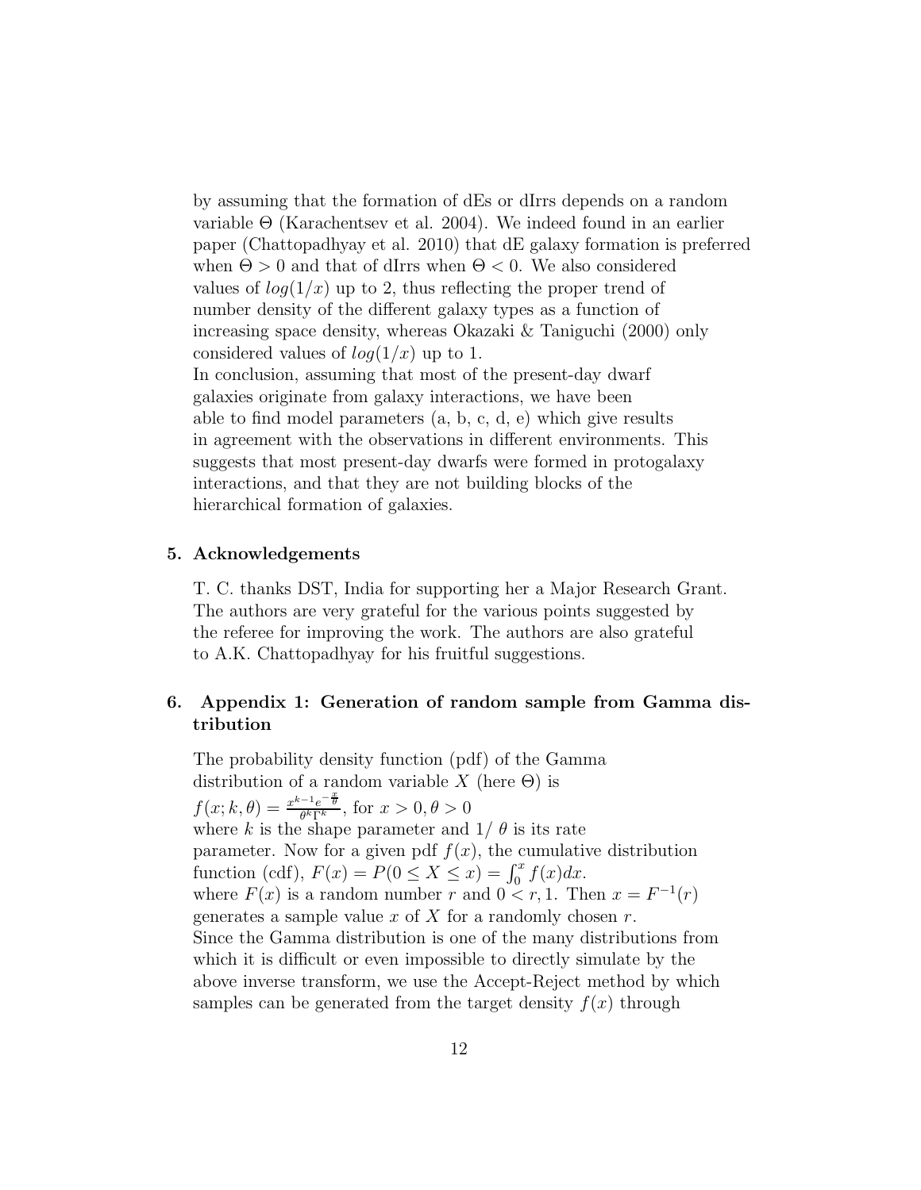by assuming that the formation of dEs or dIrrs depends on a random variable $\Theta$ (Karachentsev et al. 2004). We indeed found in an earlier paper (Chattopadhyay et al. 2010) that dE galaxy formation is preferred when $\Theta > 0$ and that of dIrrs when $\Theta < 0$. We also considered values of $log(1/x)$ up to 2, thus reflecting the proper trend of number density of the different galaxy types as a function of increasing space density, whereas Okazaki & Taniguchi (2000) only considered values of $log(1/x)$ up to 1.

In conclusion, assuming that most of the present-day dwarf galaxies originate from galaxy interactions, we have been able to find model parameters (a, b, c, d, e) which give results in agreement with the observations in different environments. This suggests that most present-day dwarfs were formed in protogalaxy interactions, and that they are not building blocks of the hierarchical formation of galaxies.

## 5. Acknowledgements

T. C. thanks DST, India for supporting her a Major Research Grant. The authors are very grateful for the various points suggested by the referee for improving the work. The authors are also grateful to A.K. Chattopadhyay for his fruitful suggestions.

## 6. Appendix 1: Generation of random sample from Gamma distribution

The probability density function (pdf) of the Gamma distribution of a random variable $X$ (here $\Theta$) is
$f(x;k,\theta) = \frac{x^{k-1}e^{-\frac{x}{\theta}}}{\theta^k \Gamma^k}$, for $x > 0, \theta > 0$
where $k$ is the shape parameter and $1/\theta$ is its rate parameter. Now for a given pdf $f(x)$, the cumulative distribution function (cdf), $F(x) = P(0 \leq X \leq x) = \int_0^x f(x)dx$.
where $F(x)$ is a random number $r$ and $0 < r, 1$. Then $x = F^{-1}(r)$ generates a sample value $x$ of $X$ for a randomly chosen $r$.
Since the Gamma distribution is one of the many distributions from which it is difficult or even impossible to directly simulate by the above inverse transform, we use the Accept-Reject method by which samples can be generated from the target density $f(x)$ through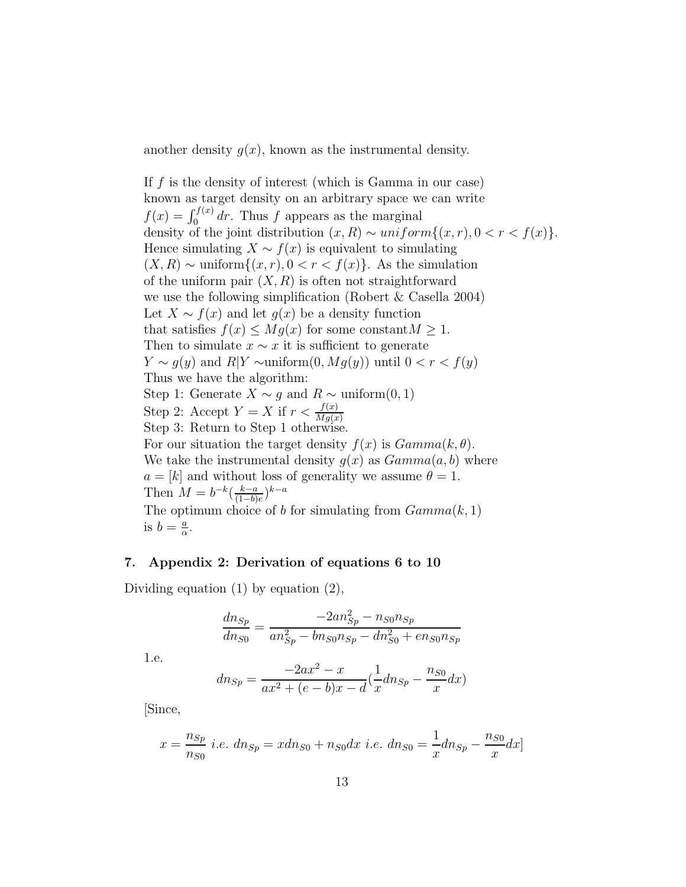another density $g(x)$, known as the instrumental density.

If $f$ is the density of interest (which is Gamma in our case) known as target density on an arbitrary space we can write $f(x) = \int_0^{f(x)} dr$. Thus $f$ appears as the marginal density of the joint distribution $(x, R) \sim uniform\{(x, r), 0 < r < f(x)\}$. Hence simulating $X \sim f(x)$ is equivalent to simulating $(X, R) \sim \text{uniform}\{(x, r), 0 < r < f(x)\}$. As the simulation of the uniform pair $(X, R)$ is often not straightforward we use the following simplification (Robert & Casella 2004) Let $X \sim f(x)$ and let $g(x)$ be a density function that satisfies $f(x) \leq Mg(x)$ for some constant$M \geq 1$. Then to simulate $x \sim x$ it is sufficient to generate $Y \sim g(y)$ and $R|Y \sim$uniform$(0, Mg(y))$ until $0 < r < f(y)$
Thus we have the algorithm:
Step 1: Generate $X \sim g$ and $R \sim$ uniform$(0, 1)$
Step 2: Accept $Y = X$ if $r < \frac{f(x)}{Mg(x)}$
Step 3: Return to Step 1 otherwise.
For our situation the target density $f(x)$ is $Gamma(k, \theta)$. We take the instrumental density $g(x)$ as $Gamma(a, b)$ where $a = [k]$ and without loss of generality we assume $\theta = 1$.
Then $M = b^{-k}(\frac{k-a}{(1-b)e})^{k-a}$
The optimum choice of $b$ for simulating from $Gamma(k, 1)$ is $b = \frac{a}{\alpha}$.

## 7. Appendix 2: Derivation of equations 6 to 10

Dividing equation (1) by equation (2),

$$\frac{dn_{Sp}}{dn_{S0}} = \frac{-2an_{Sp}^2 - n_{S0}n_{Sp}}{an_{Sp}^2 - bn_{S0}n_{Sp} - dn_{S0}^2 + en_{S0}n_{Sp}}$$

1.e.

$$dn_{Sp} = \frac{-2ax^2 - x}{ax^2 + (e-b)x - d}(\frac{1}{x}dn_{Sp} - \frac{n_{S0}}{x}dx)$$

[Since,

$$x = \frac{n_{Sp}}{n_{S0}} \text{ i.e. } dn_{Sp} = xdn_{S0} + n_{S0}dx \text{ i.e. } dn_{S0} = \frac{1}{x}dn_{Sp} - \frac{n_{S0}}{x}dx]$$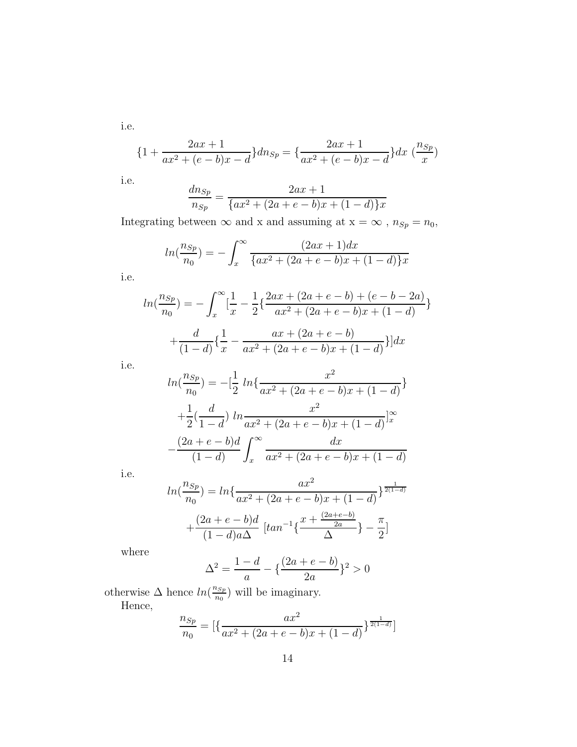i.e.

$$\{1 + \frac{2ax+1}{ax^2+(e-b)x-d}\}dn_{Sp} = \{\frac{2ax+1}{ax^2+(e-b)x-d}\}dx\ (\frac{n_{Sp}}{x})$$

i.e.

$$\frac{dn_{Sp}}{n_{Sp}} = \frac{2ax+1}{\{ax^2+(2a+e-b)x+(1-d)\}x}$$

Integrating between $\infty$ and x and assuming at x = $\infty$ , $n_{Sp} = n_0$,

$$ln(\frac{n_{Sp}}{n_0}) = -\int_x^\infty \frac{(2ax+1)dx}{\{ax^2+(2a+e-b)x+(1-d)\}x}$$

i.e.

$$ln(\frac{n_{Sp}}{n_0}) = -\int_x^\infty [\frac{1}{x} - \frac{1}{2}\{\frac{2ax+(2a+e-b)+(e-b-2a)}{ax^2+(2a+e-b)x+(1-d)}\}$$

$$+\frac{d}{(1-d)}\{\frac{1}{x} - \frac{ax+(2a+e-b)}{ax^2+(2a+e-b)x+(1-d)}\}]dx$$

i.e.

$$ln(\frac{n_{Sp}}{n_0}) = -[\frac{1}{2}\ ln\{\frac{x^2}{ax^2+(2a+e-b)x+(1-d)}\}$$

$$+\frac{1}{2}(\frac{d}{1-d})\ ln\frac{x^2}{ax^2+(2a+e-b)x+(1-d)}]_x^\infty$$

$$-\frac{(2a+e-b)d}{(1-d)}\int_x^\infty \frac{dx}{ax^2+(2a+e-b)x+(1-d)}$$

i.e.

$$ln(\frac{n_{Sp}}{n_0}) = ln\{\frac{ax^2}{ax^2+(2a+e-b)x+(1-d)}\}^{\frac{1}{2(1-d)}}$$

$$+\frac{(2a+e-b)d}{(1-d)a\Delta}\ [tan^{-1}\{\frac{x+\frac{(2a+e-b)}{2a}}{\Delta}\} - \frac{\pi}{2}]$$

where

$$\Delta^2 = \frac{1-d}{a} - \{\frac{(2a+e-b)}{2a}\}^2 > 0$$

otherwise $\Delta$ hence $ln(\frac{n_{Sp}}{n_0})$ will be imaginary.

Hence,

$$\frac{n_{Sp}}{n_0} = [\{\frac{ax^2}{ax^2+(2a+e-b)x+(1-d)}\}^{\frac{1}{2(1-d)}}]$$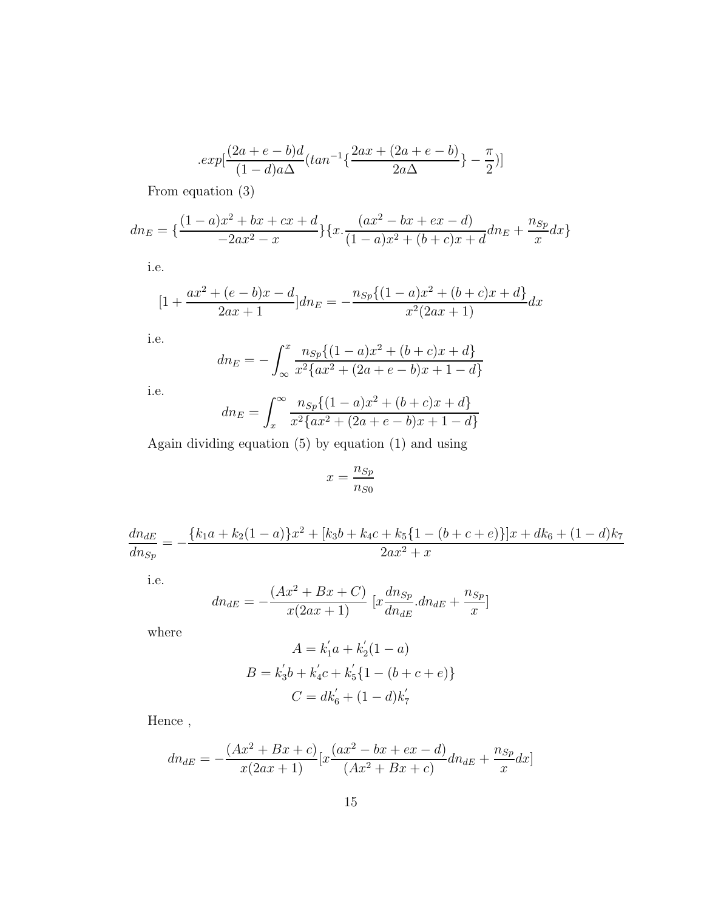$$.exp[\frac{(2a+e-b)d}{(1-d)a\Delta}(tan^{-1}\{\frac{2ax+(2a+e-b)}{2a\Delta}\}-\frac{\pi}{2})]$$

From equation (3)

$$dn_E = \{\frac{(1-a)x^2+bx+cx+d}{-2ax^2-x}\}\{x.\frac{(ax^2-bx+ex-d)}{(1-a)x^2+(b+c)x+d}dn_E+\frac{n_{Sp}}{x}dx\}$$

i.e.

$$[1+\frac{ax^2+(e-b)x-d}{2ax+1}]dn_E = -\frac{n_{Sp}\{(1-a)x^2+(b+c)x+d\}}{x^2(2ax+1)}dx$$

i.e.

$$dn_E = -\int_{\infty}^{x}\frac{n_{Sp}\{(1-a)x^2+(b+c)x+d\}}{x^2\{ax^2+(2a+e-b)x+1-d\}}$$

i.e.

$$dn_E = \int_{x}^{\infty}\frac{n_{Sp}\{(1-a)x^2+(b+c)x+d\}}{x^2\{ax^2+(2a+e-b)x+1-d\}}$$

Again dividing equation (5) by equation (1) and using

$$x = \frac{n_{Sp}}{n_{S0}}$$

$$\frac{dn_{dE}}{dn_{Sp}} = -\frac{\{k_1a+k_2(1-a)\}x^2+[k_3b+k_4c+k_5\{1-(b+c+e)\}]x+dk_6+(1-d)k_7}{2ax^2+x}$$

i.e.

$$dn_{dE} = -\frac{(Ax^2+Bx+C)}{x(2ax+1)}\ [x\frac{dn_{Sp}}{dn_{dE}}.dn_{dE}+\frac{n_{Sp}}{x}]$$

where

$$A = k_1^{'}a+k_2^{'}(1-a)$$

$$B = k_3^{'}b+k_4^{'}c+k_5^{'}\{1-(b+c+e)\}$$

$$C = dk_6^{'}+(1-d)k_7^{'}$$

Hence ,

$$dn_{dE} = -\frac{(Ax^2+Bx+c)}{x(2ax+1)}[x\frac{(ax^2-bx+ex-d)}{(Ax^2+Bx+c)}dn_{dE}+\frac{n_{Sp}}{x}dx]$$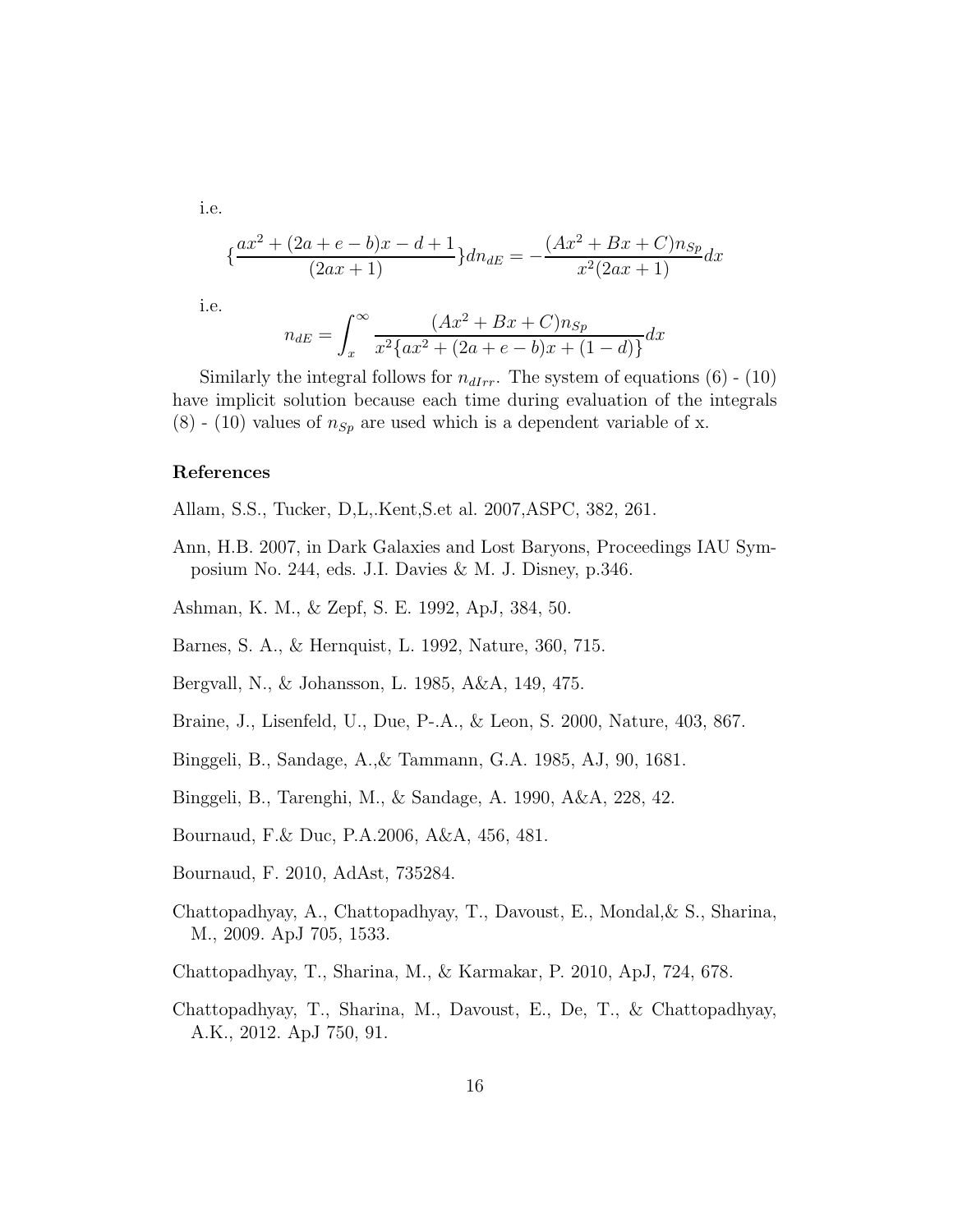i.e.

$$\{\frac{ax^2 + (2a + e - b)x - d + 1}{(2ax + 1)}\}dn_{dE} = -\frac{(Ax^2 + Bx + C)n_{Sp}}{x^2(2ax + 1)}dx$$

i.e.

$$n_{dE} = \int_x^\infty \frac{(Ax^2 + Bx + C)n_{Sp}}{x^2\{ax^2 + (2a + e - b)x + (1 - d)\}}dx$$

Similarly the integral follows for $n_{dIrr}$. The system of equations (6) - (10) have implicit solution because each time during evaluation of the integrals (8) - (10) values of $n_{Sp}$ are used which is a dependent variable of x.

### References

Allam, S.S., Tucker, D,L,.Kent,S.et al. 2007,ASPC, 382, 261.

Ann, H.B. 2007, in Dark Galaxies and Lost Baryons, Proceedings IAU Symposium No. 244, eds. J.I. Davies & M. J. Disney, p.346.

Ashman, K. M., & Zepf, S. E. 1992, ApJ, 384, 50.

Barnes, S. A., & Hernquist, L. 1992, Nature, 360, 715.

Bergvall, N., & Johansson, L. 1985, A&A, 149, 475.

Braine, J., Lisenfeld, U., Due, P-.A., & Leon, S. 2000, Nature, 403, 867.

Binggeli, B., Sandage, A.,& Tammann, G.A. 1985, AJ, 90, 1681.

Binggeli, B., Tarenghi, M., & Sandage, A. 1990, A&A, 228, 42.

Bournaud, F.& Duc, P.A.2006, A&A, 456, 481.

Bournaud, F. 2010, AdAst, 735284.

Chattopadhyay, A., Chattopadhyay, T., Davoust, E., Mondal,& S., Sharina, M., 2009. ApJ 705, 1533.

Chattopadhyay, T., Sharina, M., & Karmakar, P. 2010, ApJ, 724, 678.

Chattopadhyay, T., Sharina, M., Davoust, E., De, T., & Chattopadhyay, A.K., 2012. ApJ 750, 91.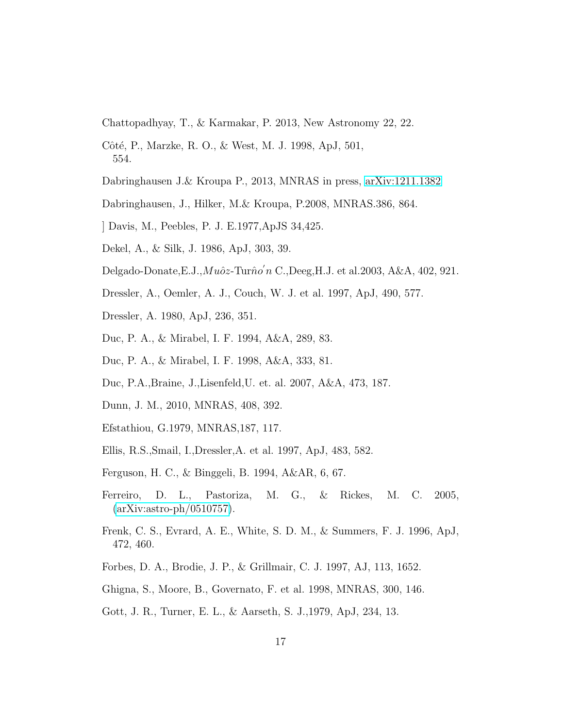Chattopadhyay, T., & Karmakar, P. 2013, New Astronomy 22, 22.

Côté, P., Marzke, R. O., & West, M. J. 1998, ApJ, 501, 554.

Dabringhausen J.& Kroupa P., 2013, MNRAS in press, arXiv:1211.1382

Dabringhausen, J., Hilker, M.& Kroupa, P.2008, MNRAS.386, 864.

] Davis, M., Peebles, P. J. E.1977,ApJS 34,425.

Dekel, A., & Silk, J. 1986, ApJ, 303, 39.

Delgado-Donate,E.J.,$Mu\hat{o}z$-Tur$\hat{n}o'n$ C.,Deeg,H.J. et al.2003, A&A, 402, 921.

Dressler, A., Oemler, A. J., Couch, W. J. et al. 1997, ApJ, 490, 577.

Dressler, A. 1980, ApJ, 236, 351.

Duc, P. A., & Mirabel, I. F. 1994, A&A, 289, 83.

Duc, P. A., & Mirabel, I. F. 1998, A&A, 333, 81.

Duc, P.A.,Braine, J.,Lisenfeld,U. et. al. 2007, A&A, 473, 187.

Dunn, J. M., 2010, MNRAS, 408, 392.

Efstathiou, G.1979, MNRAS,187, 117.

Ellis, R.S.,Smail, I.,Dressler,A. et al. 1997, ApJ, 483, 582.

Ferguson, H. C., & Binggeli, B. 1994, A&AR, 6, 67.

Ferreiro, D. L., Pastoriza, M. G., & Rickes, M. C. 2005, (arXiv:astro-ph/0510757).

Frenk, C. S., Evrard, A. E., White, S. D. M., & Summers, F. J. 1996, ApJ, 472, 460.

Forbes, D. A., Brodie, J. P., & Grillmair, C. J. 1997, AJ, 113, 1652.

Ghigna, S., Moore, B., Governato, F. et al. 1998, MNRAS, 300, 146.

Gott, J. R., Turner, E. L., & Aarseth, S. J.,1979, ApJ, 234, 13.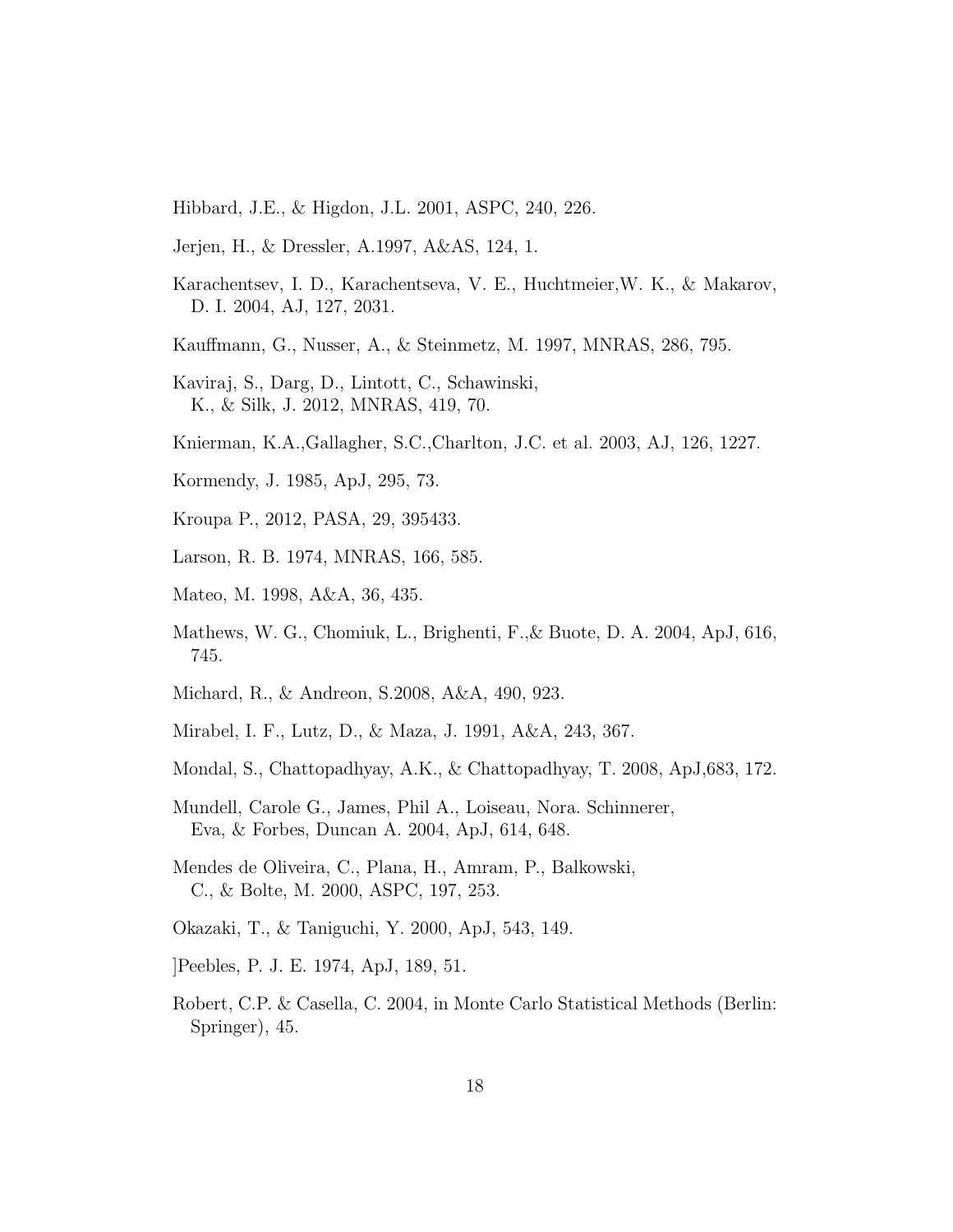Hibbard, J.E., & Higdon, J.L. 2001, ASPC, 240, 226.

Jerjen, H., & Dressler, A.1997, A&AS, 124, 1.

Karachentsev, I. D., Karachentseva, V. E., Huchtmeier,W. K., & Makarov, D. I. 2004, AJ, 127, 2031.

Kauffmann, G., Nusser, A., & Steinmetz, M. 1997, MNRAS, 286, 795.

Kaviraj, S., Darg, D., Lintott, C., Schawinski, K., & Silk, J. 2012, MNRAS, 419, 70.

Knierman, K.A.,Gallagher, S.C.,Charlton, J.C. et al. 2003, AJ, 126, 1227.

Kormendy, J. 1985, ApJ, 295, 73.

Kroupa P., 2012, PASA, 29, 395433.

Larson, R. B. 1974, MNRAS, 166, 585.

Mateo, M. 1998, A&A, 36, 435.

Mathews, W. G., Chomiuk, L., Brighenti, F.,& Buote, D. A. 2004, ApJ, 616, 745.

Michard, R., & Andreon, S.2008, A&A, 490, 923.

Mirabel, I. F., Lutz, D., & Maza, J. 1991, A&A, 243, 367.

Mondal, S., Chattopadhyay, A.K., & Chattopadhyay, T. 2008, ApJ,683, 172.

Mundell, Carole G., James, Phil A., Loiseau, Nora. Schinnerer, Eva, & Forbes, Duncan A. 2004, ApJ, 614, 648.

Mendes de Oliveira, C., Plana, H., Amram, P., Balkowski, C., & Bolte, M. 2000, ASPC, 197, 253.

Okazaki, T., & Taniguchi, Y. 2000, ApJ, 543, 149.

]Peebles, P. J. E. 1974, ApJ, 189, 51.

Robert, C.P. & Casella, C. 2004, in Monte Carlo Statistical Methods (Berlin: Springer), 45.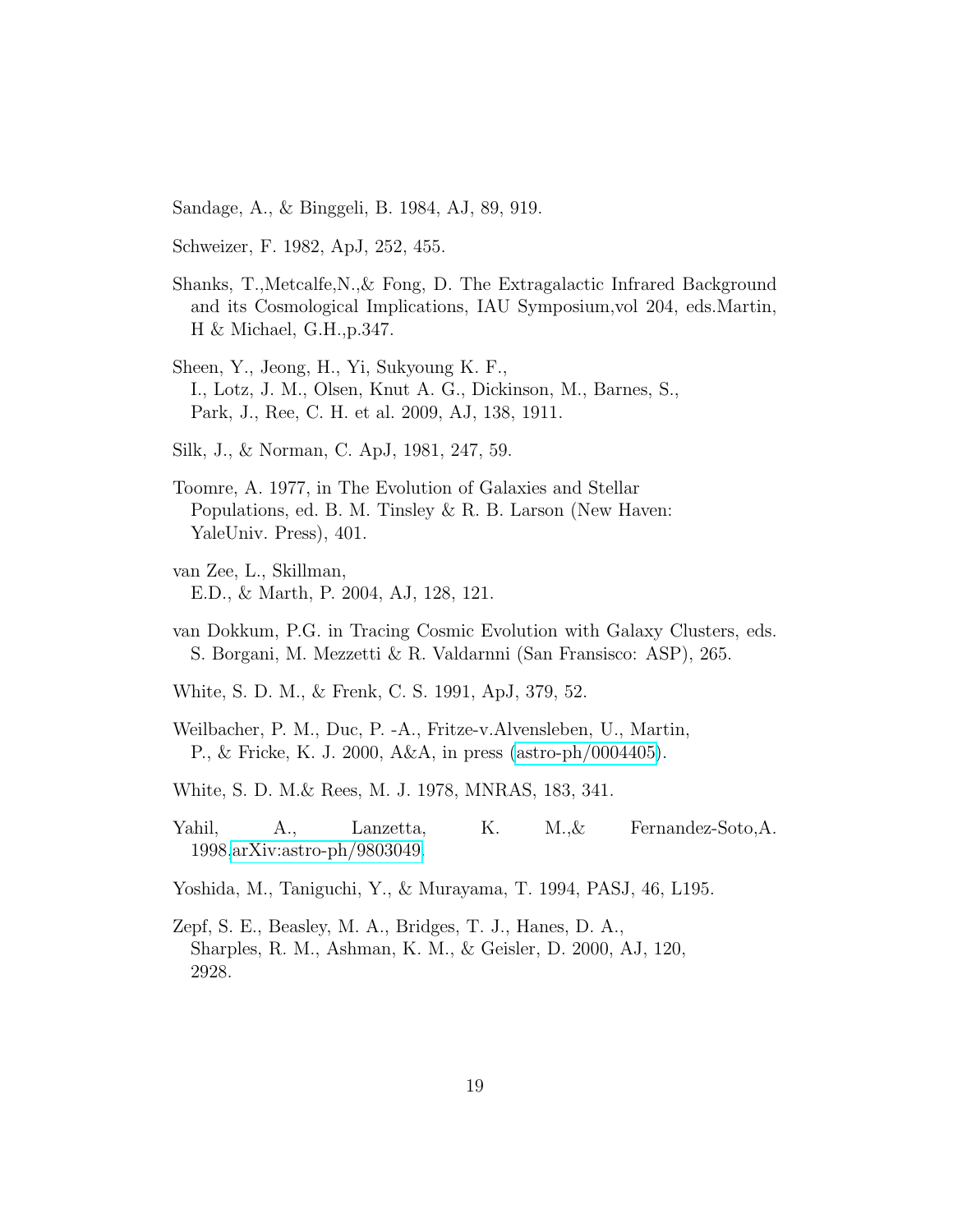Sandage, A., & Binggeli, B. 1984, AJ, 89, 919.

Schweizer, F. 1982, ApJ, 252, 455.

Shanks, T.,Metcalfe,N.,& Fong, D. The Extragalactic Infrared Background and its Cosmological Implications, IAU Symposium,vol 204, eds.Martin, H & Michael, G.H.,p.347.

Sheen, Y., Jeong, H., Yi, Sukyoung K. F., I., Lotz, J. M., Olsen, Knut A. G., Dickinson, M., Barnes, S., Park, J., Ree, C. H. et al. 2009, AJ, 138, 1911.

Silk, J., & Norman, C. ApJ, 1981, 247, 59.

Toomre, A. 1977, in The Evolution of Galaxies and Stellar Populations, ed. B. M. Tinsley & R. B. Larson (New Haven: YaleUniv. Press), 401.

van Zee, L., Skillman, E.D., & Marth, P. 2004, AJ, 128, 121.

van Dokkum, P.G. in Tracing Cosmic Evolution with Galaxy Clusters, eds. S. Borgani, M. Mezzetti & R. Valdarnni (San Fransisco: ASP), 265.

White, S. D. M., & Frenk, C. S. 1991, ApJ, 379, 52.

Weilbacher, P. M., Duc, P. -A., Fritze-v.Alvensleben, U., Martin, P., & Fricke, K. J. 2000, A&A, in press (astro-ph/0004405).

White, S. D. M.& Rees, M. J. 1978, MNRAS, 183, 341.

Yahil, A., Lanzetta, K. M.,& Fernandez-Soto,A. 1998,arXiv:astro-ph/9803049.

Yoshida, M., Taniguchi, Y., & Murayama, T. 1994, PASJ, 46, L195.

Zepf, S. E., Beasley, M. A., Bridges, T. J., Hanes, D. A., Sharples, R. M., Ashman, K. M., & Geisler, D. 2000, AJ, 120, 2928.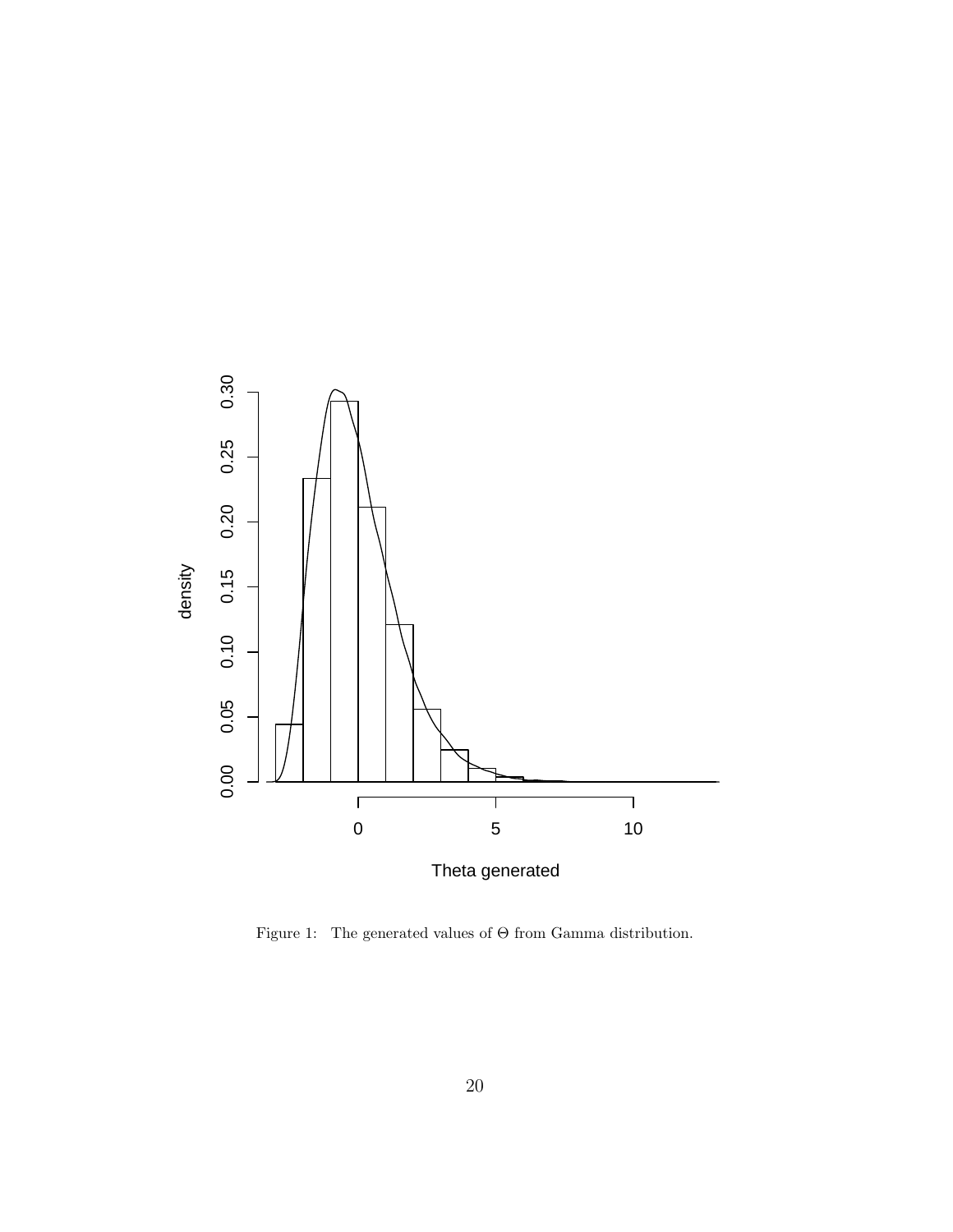Figure 1: The generated values of $\Theta$ from Gamma distribution.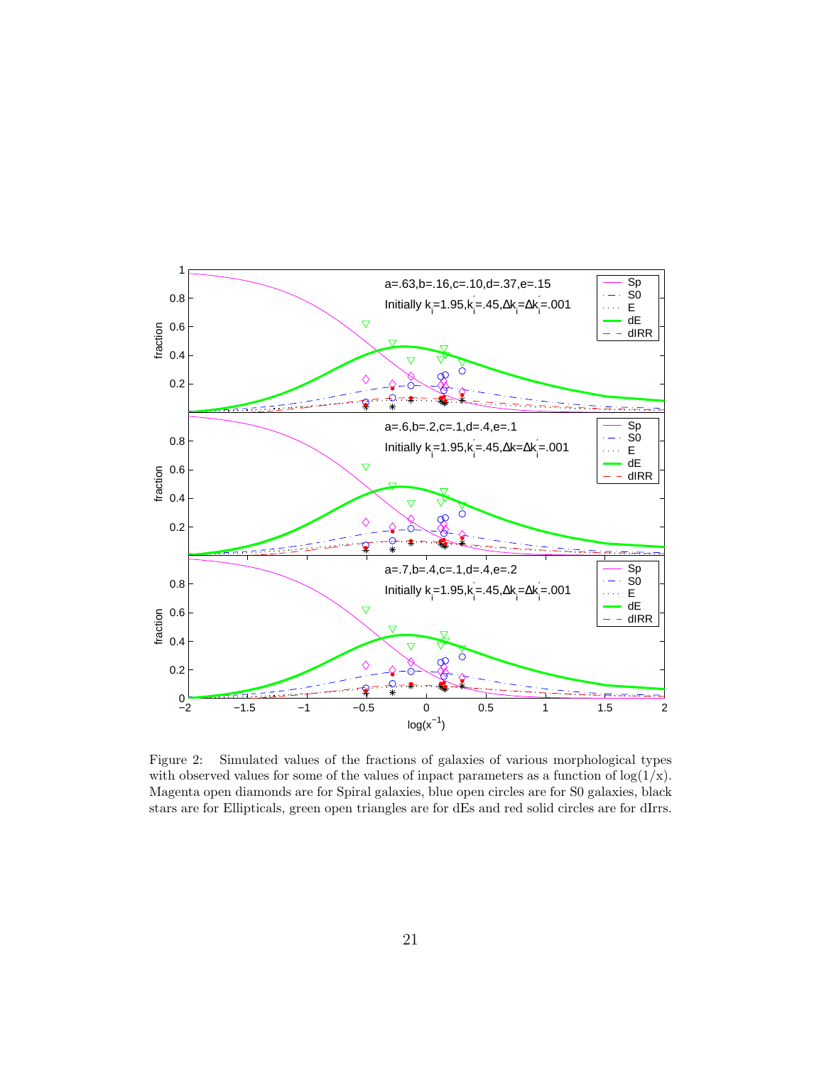Figure 2: Simulated values of the fractions of galaxies of various morphological types with observed values for some of the values of inpact parameters as a function of log(1/x). Magenta open diamonds are for Spiral galaxies, blue open circles are for S0 galaxies, black stars are for Ellipticals, green open triangles are for dEs and red solid circles are for dIrrs.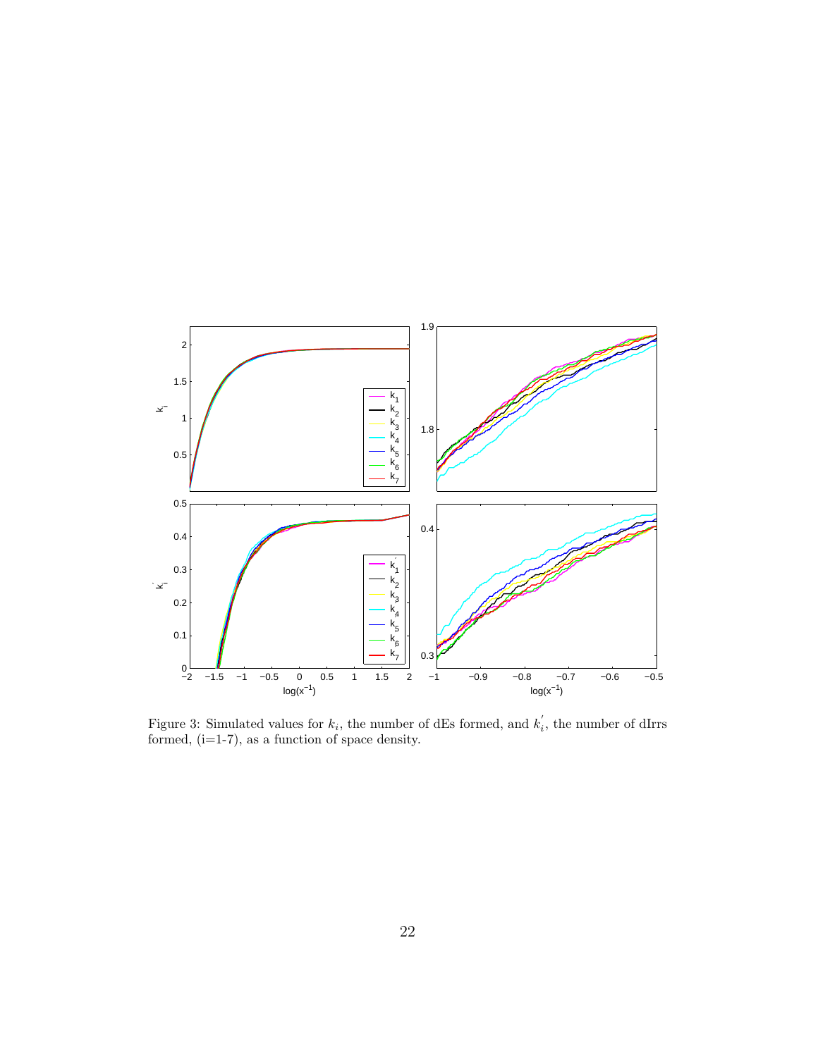Figure 3: Simulated values for $k_i$, the number of dEs formed, and $k_i^{'}$, the number of dIrrs formed, (i=1-7), as a function of space density.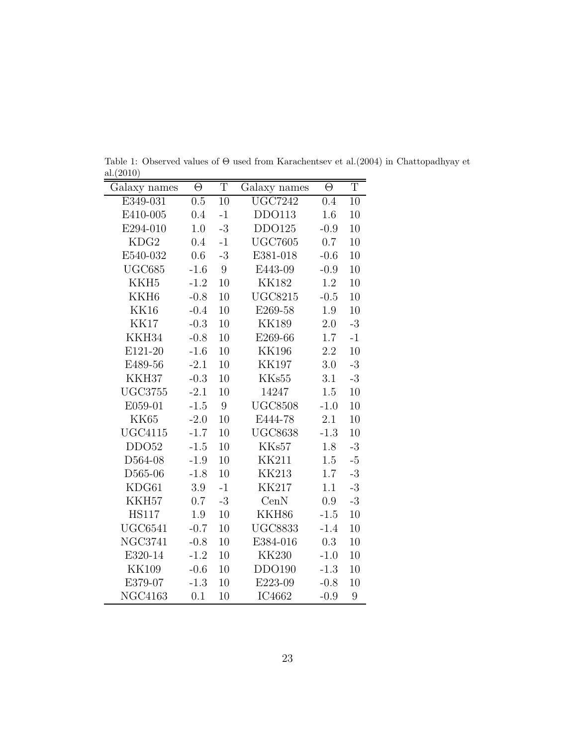Table 1: Observed values of $\Theta$ used from Karachentsev et al.(2004) in Chattopadhyay et al.(2010)

| Galaxy names | $\Theta$ | T | Galaxy names | $\Theta$ | T |
|---|---|---|---|---|---|
| E349-031 | 0.5 | 10 | UGC7242 | 0.4 | 10 |
| E410-005 | 0.4 | -1 | DDO113 | 1.6 | 10 |
| E294-010 | 1.0 | -3 | DDO125 | -0.9 | 10 |
| KDG2 | 0.4 | -1 | UGC7605 | 0.7 | 10 |
| E540-032 | 0.6 | -3 | E381-018 | -0.6 | 10 |
| UGC685 | -1.6 | 9 | E443-09 | -0.9 | 10 |
| KKH5 | -1.2 | 10 | KK182 | 1.2 | 10 |
| KKH6 | -0.8 | 10 | UGC8215 | -0.5 | 10 |
| KK16 | -0.4 | 10 | E269-58 | 1.9 | 10 |
| KK17 | -0.3 | 10 | KK189 | 2.0 | -3 |
| KKH34 | -0.8 | 10 | E269-66 | 1.7 | -1 |
| E121-20 | -1.6 | 10 | KK196 | 2.2 | 10 |
| E489-56 | -2.1 | 10 | KK197 | 3.0 | -3 |
| KKH37 | -0.3 | 10 | KKs55 | 3.1 | -3 |
| UGC3755 | -2.1 | 10 | 14247 | 1.5 | 10 |
| E059-01 | -1.5 | 9 | UGC8508 | -1.0 | 10 |
| KK65 | -2.0 | 10 | E444-78 | 2.1 | 10 |
| UGC4115 | -1.7 | 10 | UGC8638 | -1.3 | 10 |
| DDO52 | -1.5 | 10 | KKs57 | 1.8 | -3 |
| D564-08 | -1.9 | 10 | KK211 | 1.5 | -5 |
| D565-06 | -1.8 | 10 | KK213 | 1.7 | -3 |
| KDG61 | 3.9 | -1 | KK217 | 1.1 | -3 |
| KKH57 | 0.7 | -3 | CenN | 0.9 | -3 |
| HS117 | 1.9 | 10 | KKH86 | -1.5 | 10 |
| UGC6541 | -0.7 | 10 | UGC8833 | -1.4 | 10 |
| NGC3741 | -0.8 | 10 | E384-016 | 0.3 | 10 |
| E320-14 | -1.2 | 10 | KK230 | -1.0 | 10 |
| KK109 | -0.6 | 10 | DDO190 | -1.3 | 10 |
| E379-07 | -1.3 | 10 | E223-09 | -0.8 | 10 |
| NGC4163 | 0.1 | 10 | IC4662 | -0.9 | 9 |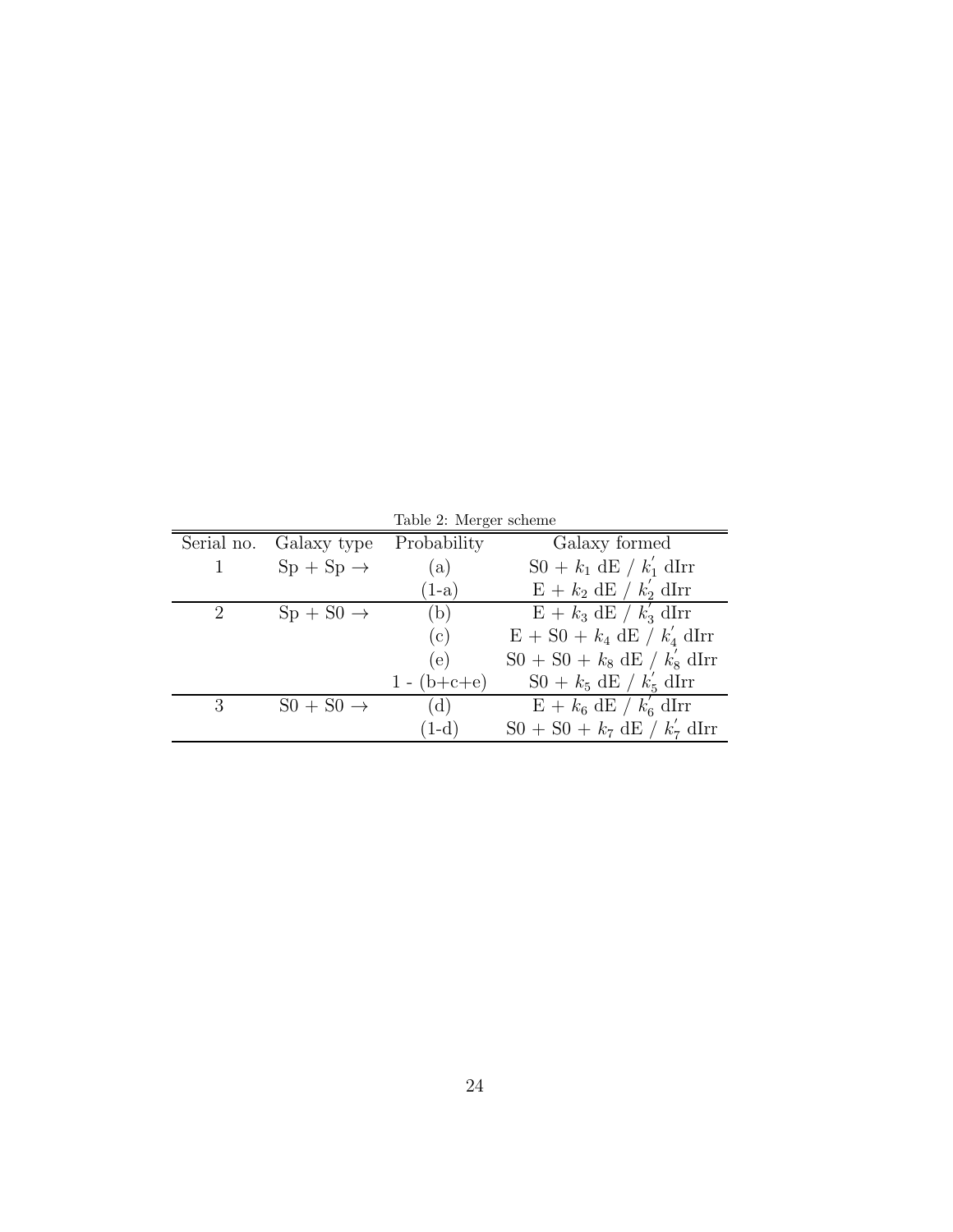Table 2: Merger scheme

| Serial no. | Galaxy type | Probability | Galaxy formed |
| --- | --- | --- | --- |
| 1 | Sp + Sp $\rightarrow$ | (a) | S0 + $k_1$ dE / $k_1^{'}$ dIrr |
| | | (1-a) | E + $k_2$ dE / $k_2^{'}$ dIrr |
| 2 | Sp + S0 $\rightarrow$ | (b) | E + $k_3$ dE / $k_3^{'}$ dIrr |
| | | (c) | E + S0 + $k_4$ dE / $k_4^{'}$ dIrr |
| | | (e) | S0 + S0 + $k_8$ dE / $k_8^{'}$ dIrr |
| | | 1 - (b+c+e) | S0 + $k_5$ dE / $k_5^{'}$ dIrr |
| 3 | S0 + S0 $\rightarrow$ | (d) | E + $k_6$ dE / $k_6^{'}$ dIrr |
| | | (1-d) | S0 + S0 + $k_7$ dE / $k_7^{'}$ dIrr |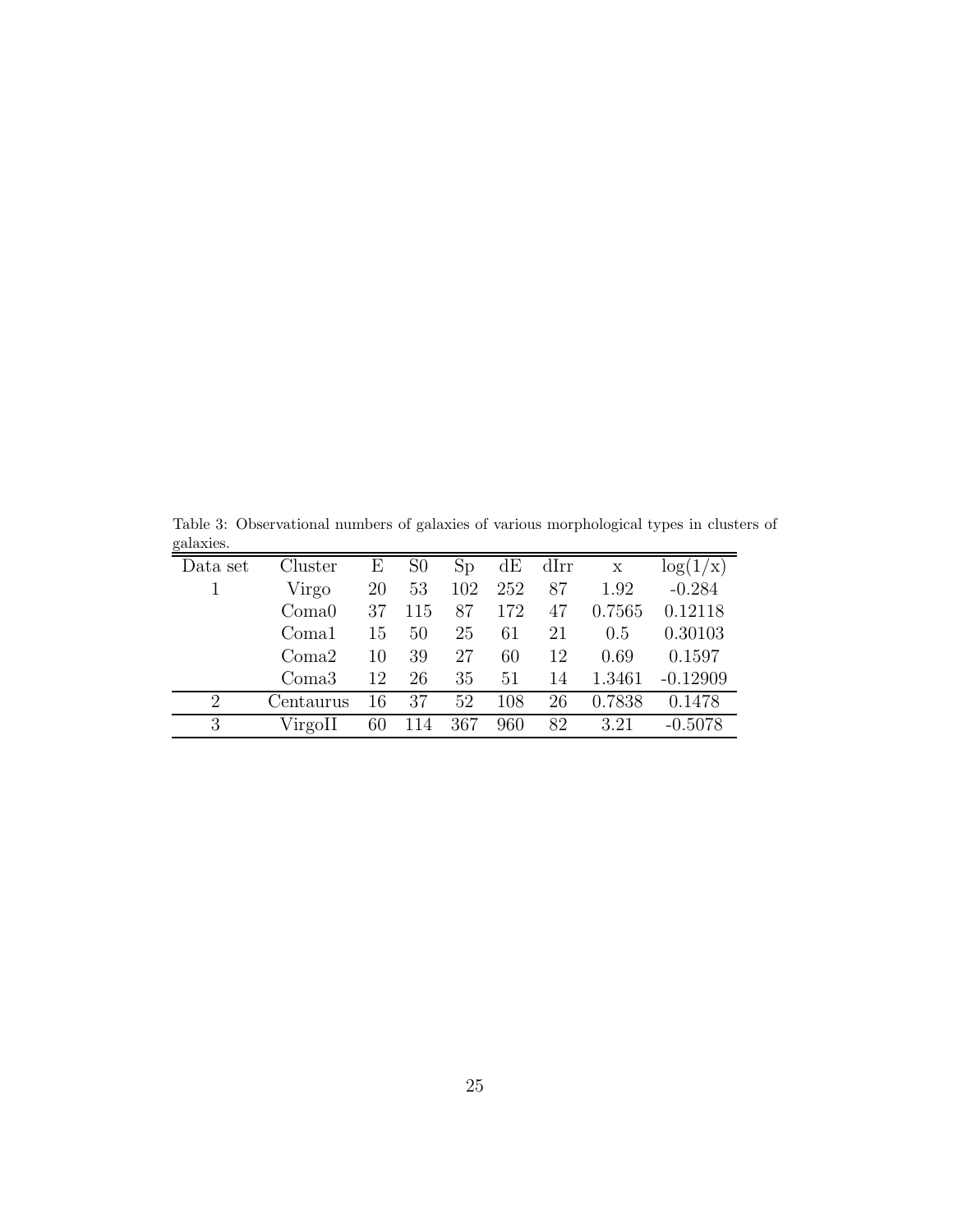Table 3: Observational numbers of galaxies of various morphological types in clusters of galaxies.

| Data set | Cluster | E | S0 | Sp | dE | dIrr | x | log(1/x) |
|---|---|---|---|---|---|---|---|---|
| 1 | Virgo | 20 | 53 | 102 | 252 | 87 | 1.92 | -0.284 |
| | Coma0 | 37 | 115 | 87 | 172 | 47 | 0.7565 | 0.12118 |
| | Coma1 | 15 | 50 | 25 | 61 | 21 | 0.5 | 0.30103 |
| | Coma2 | 10 | 39 | 27 | 60 | 12 | 0.69 | 0.1597 |
| | Coma3 | 12 | 26 | 35 | 51 | 14 | 1.3461 | -0.12909 |
| 2 | Centaurus | 16 | 37 | 52 | 108 | 26 | 0.7838 | 0.1478 |
| 3 | VirgoII | 60 | 114 | 367 | 960 | 82 | 3.21 | -0.5078 |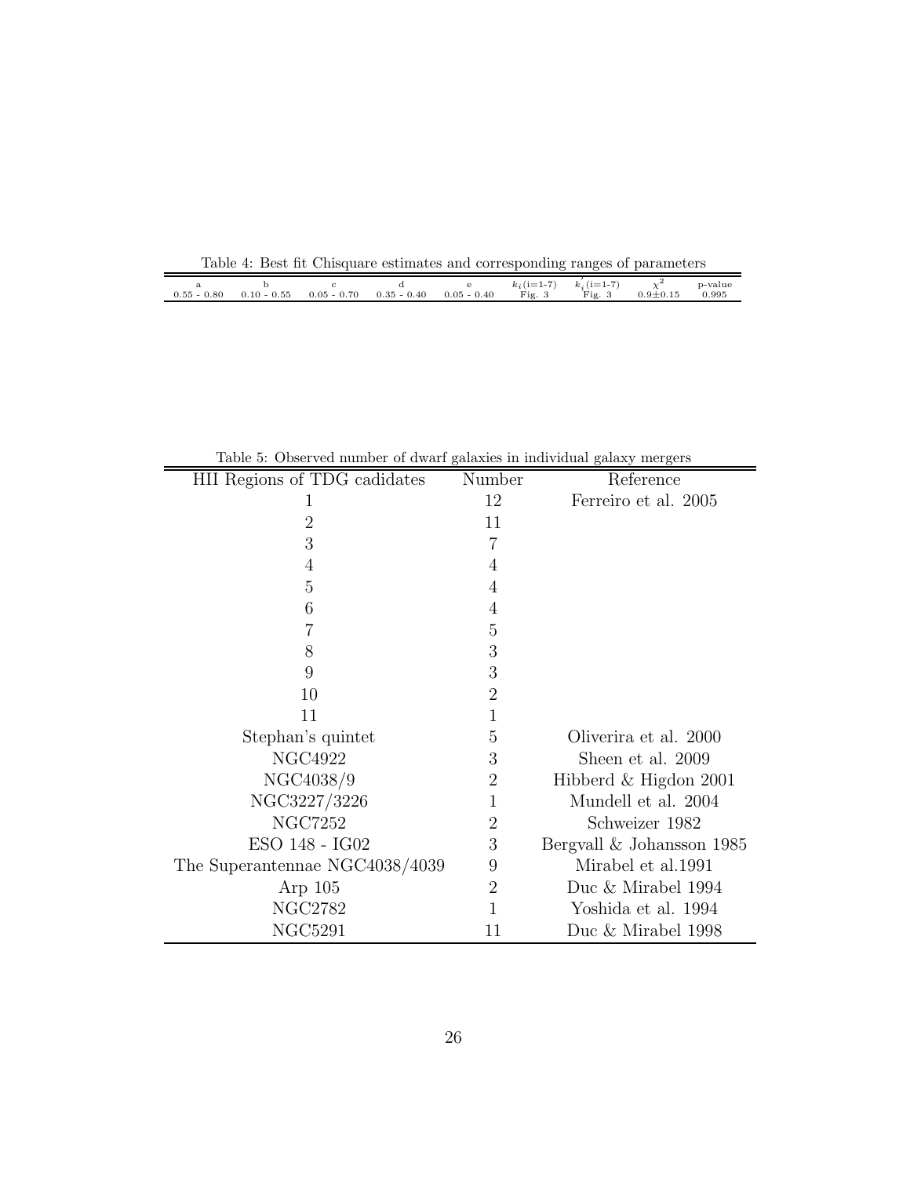Table 4: Best fit Chisquare estimates and corresponding ranges of parameters

| a | b | c | d | e | $k_i$(i=1-7) | $k_i'$(i=1-7) | $\chi^2$ | p-value |
|---|---|---|---|---|---|---|---|---|
| 0.55 - 0.80 | 0.10 - 0.55 | 0.05 - 0.70 | 0.35 - 0.40 | 0.05 - 0.40 | Fig. 3 | Fig. 3 | $0.9 \pm 0.15$ | 0.995 |

Table 5: Observed number of dwarf galaxies in individual galaxy mergers

| HII Regions of TDG cadidates | Number | Reference |
|---|---|---|
| 1 | 12 | Ferreiro et al. 2005 |
| 2 | 11 | |
| 3 | 7 | |
| 4 | 4 | |
| 5 | 4 | |
| 6 | 4 | |
| 7 | 5 | |
| 8 | 3 | |
| 9 | 3 | |
| 10 | 2 | |
| 11 | 1 | |
| Stephan's quintet | 5 | Oliverira et al. 2000 |
| NGC4922 | 3 | Sheen et al. 2009 |
| NGC4038/9 | 2 | Hibberd & Higdon 2001 |
| NGC3227/3226 | 1 | Mundell et al. 2004 |
| NGC7252 | 2 | Schweizer 1982 |
| ESO 148 - IG02 | 3 | Bergvall & Johansson 1985 |
| The Superantennae NGC4038/4039 | 9 | Mirabel et al.1991 |
| Arp 105 | 2 | Duc & Mirabel 1994 |
| NGC2782 | 1 | Yoshida et al. 1994 |
| NGC5291 | 11 | Duc & Mirabel 1998 |